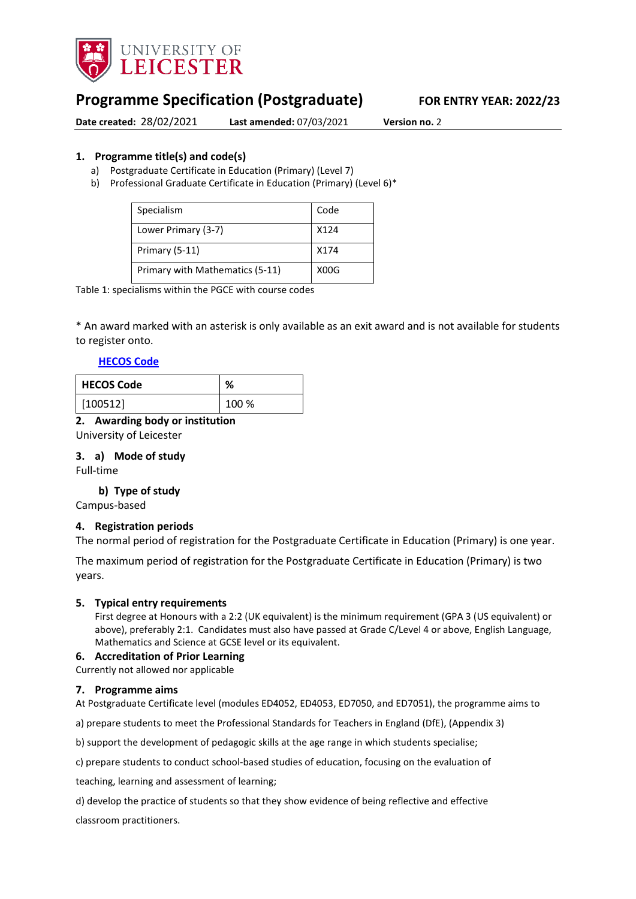UNIVERSITY OF LEICESTER

# Programme Specification (Postgraduate)

**FOR ENTRY YEAR: 2022/23**

**Date created:** 28/02/2021 **Last amended:** 07/03/2021 **Version no.** 2

## 1. Programme title(s) and code(s)

a) Postgraduate Certificate in Education (Primary) (Level 7)
b) Professional Graduate Certificate in Education (Primary) (Level 6)*

| Specialism | Code |
|---|---|
| Lower Primary (3-7) | X124 |
| Primary (5-11) | X174 |
| Primary with Mathematics (5-11) | X00G |

Table 1: specialisms within the PGCE with course codes

* An award marked with an asterisk is only available as an exit award and is not available for students to register onto.

HECOS Code

| HECOS Code | % |
|---|---|
| [100512] | 100 % |

## 2. Awarding body or institution

University of Leicester

## 3. a) Mode of study

Full-time

### b) Type of study

Campus-based

## 4. Registration periods

The normal period of registration for the Postgraduate Certificate in Education (Primary) is one year.

The maximum period of registration for the Postgraduate Certificate in Education (Primary) is two years.

## 5. Typical entry requirements

First degree at Honours with a 2:2 (UK equivalent) is the minimum requirement (GPA 3 (US equivalent) or above), preferably 2:1. Candidates must also have passed at Grade C/Level 4 or above, English Language, Mathematics and Science at GCSE level or its equivalent.

## 6. Accreditation of Prior Learning

Currently not allowed nor applicable

## 7. Programme aims

At Postgraduate Certificate level (modules ED4052, ED4053, ED7050, and ED7051), the programme aims to

a) prepare students to meet the Professional Standards for Teachers in England (DfE), (Appendix 3)

b) support the development of pedagogic skills at the age range in which students specialise;

c) prepare students to conduct school-based studies of education, focusing on the evaluation of teaching, learning and assessment of learning;

d) develop the practice of students so that they show evidence of being reflective and effective classroom practitioners.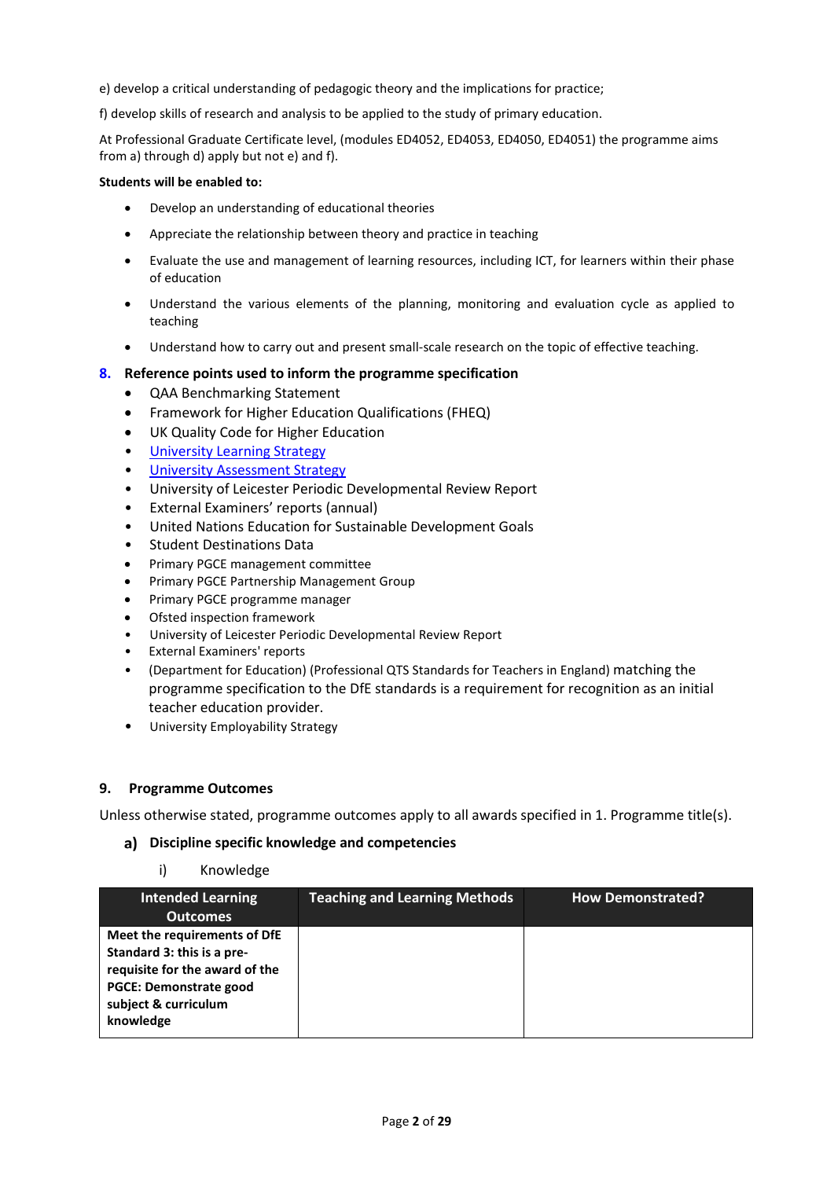e) develop a critical understanding of pedagogic theory and the implications for practice;

f) develop skills of research and analysis to be applied to the study of primary education.

At Professional Graduate Certificate level, (modules ED4052, ED4053, ED4050, ED4051) the programme aims from a) through d) apply but not e) and f).

**Students will be enabled to:**

- Develop an understanding of educational theories
- Appreciate the relationship between theory and practice in teaching
- Evaluate the use and management of learning resources, including ICT, for learners within their phase of education
- Understand the various elements of the planning, monitoring and evaluation cycle as applied to teaching
- Understand how to carry out and present small-scale research on the topic of effective teaching.

## 8. Reference points used to inform the programme specification

- QAA Benchmarking Statement
- Framework for Higher Education Qualifications (FHEQ)
- UK Quality Code for Higher Education
- University Learning Strategy
- University Assessment Strategy
- University of Leicester Periodic Developmental Review Report
- External Examiners' reports (annual)
- United Nations Education for Sustainable Development Goals
- Student Destinations Data
- Primary PGCE management committee
- Primary PGCE Partnership Management Group
- Primary PGCE programme manager
- Ofsted inspection framework
- University of Leicester Periodic Developmental Review Report
- External Examiners' reports
- (Department for Education) (Professional QTS Standards for Teachers in England) matching the programme specification to the DfE standards is a requirement for recognition as an initial teacher education provider.
- University Employability Strategy

## 9. Programme Outcomes

Unless otherwise stated, programme outcomes apply to all awards specified in 1. Programme title(s).

### a) Discipline specific knowledge and competencies

i) Knowledge

| Intended Learning Outcomes | Teaching and Learning Methods | How Demonstrated? |
|---|---|---|
| **Meet the requirements of DfE Standard 3: this is a pre-requisite for the award of the PGCE: Demonstrate good subject & curriculum knowledge** | | |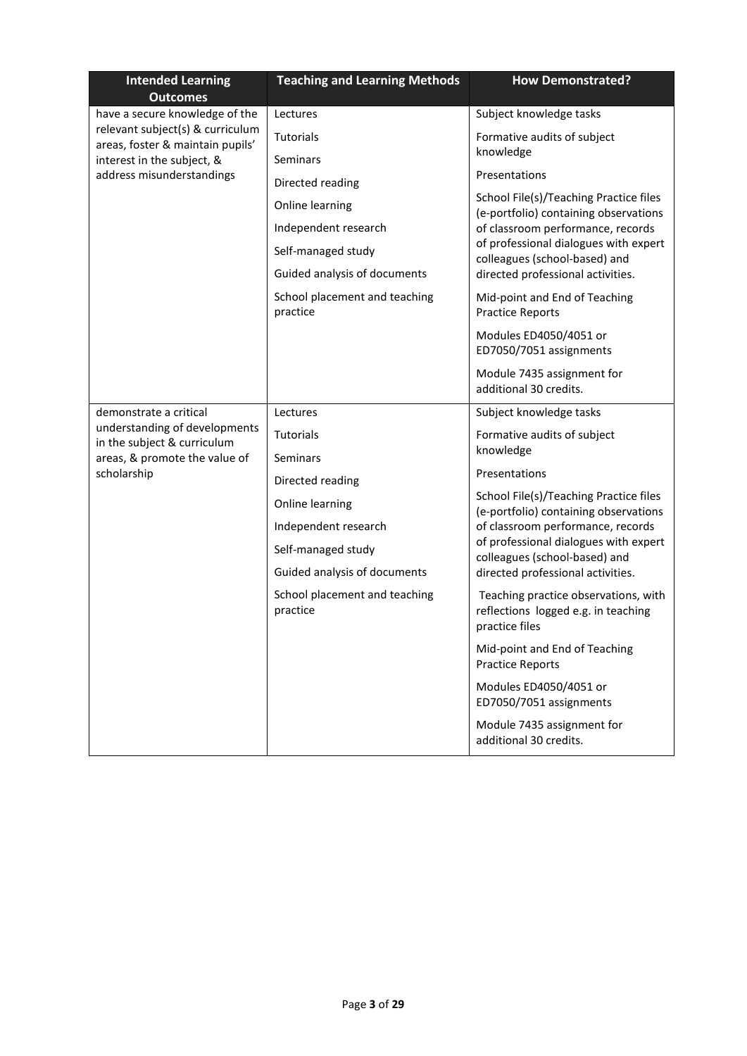| Intended Learning Outcomes | Teaching and Learning Methods | How Demonstrated? |
|---|---|---|
| have a secure knowledge of the relevant subject(s) & curriculum areas, foster & maintain pupils' interest in the subject, & address misunderstandings | Lectures<br>Tutorials<br>Seminars<br>Directed reading<br>Online learning<br>Independent research<br>Self-managed study<br>Guided analysis of documents<br>School placement and teaching practice | Subject knowledge tasks<br>Formative audits of subject knowledge<br>Presentations<br>School File(s)/Teaching Practice files (e-portfolio) containing observations of classroom performance, records of professional dialogues with expert colleagues (school-based) and directed professional activities.<br>Mid-point and End of Teaching Practice Reports<br>Modules ED4050/4051 or ED7050/7051 assignments<br>Module 7435 assignment for additional 30 credits. |
| demonstrate a critical understanding of developments in the subject & curriculum areas, & promote the value of scholarship | Lectures<br>Tutorials<br>Seminars<br>Directed reading<br>Online learning<br>Independent research<br>Self-managed study<br>Guided analysis of documents<br>School placement and teaching practice | Subject knowledge tasks<br>Formative audits of subject knowledge<br>Presentations<br>School File(s)/Teaching Practice files (e-portfolio) containing observations of classroom performance, records of professional dialogues with expert colleagues (school-based) and directed professional activities.<br>Teaching practice observations, with reflections logged e.g. in teaching practice files<br>Mid-point and End of Teaching Practice Reports<br>Modules ED4050/4051 or ED7050/7051 assignments<br>Module 7435 assignment for additional 30 credits. |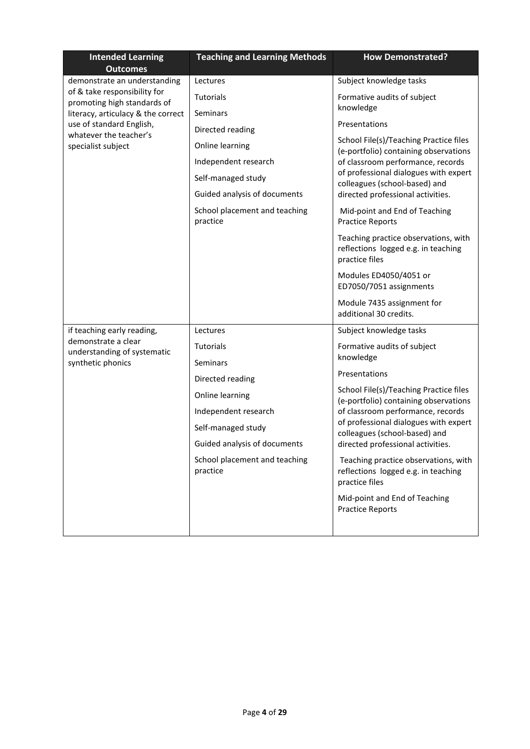| Intended Learning Outcomes | Teaching and Learning Methods | How Demonstrated? |
|---|---|---|
| demonstrate an understanding of & take responsibility for promoting high standards of literacy, articulacy & the correct use of standard English, whatever the teacher's specialist subject | Lectures<br><br>Tutorials<br><br>Seminars<br><br>Directed reading<br><br>Online learning<br><br>Independent research<br><br>Self-managed study<br><br>Guided analysis of documents<br><br>School placement and teaching practice | Subject knowledge tasks<br><br>Formative audits of subject knowledge<br><br>Presentations<br><br>School File(s)/Teaching Practice files (e-portfolio) containing observations of classroom performance, records of professional dialogues with expert colleagues (school-based) and directed professional activities.<br><br>Mid-point and End of Teaching Practice Reports<br><br>Teaching practice observations, with reflections logged e.g. in teaching practice files<br><br>Modules ED4050/4051 or ED7050/7051 assignments<br><br>Module 7435 assignment for additional 30 credits. |
| if teaching early reading, demonstrate a clear understanding of systematic synthetic phonics | Lectures<br><br>Tutorials<br><br>Seminars<br><br>Directed reading<br><br>Online learning<br><br>Independent research<br><br>Self-managed study<br><br>Guided analysis of documents<br><br>School placement and teaching practice | Subject knowledge tasks<br><br>Formative audits of subject knowledge<br><br>Presentations<br><br>School File(s)/Teaching Practice files (e-portfolio) containing observations of classroom performance, records of professional dialogues with expert colleagues (school-based) and directed professional activities.<br><br>Teaching practice observations, with reflections logged e.g. in teaching practice files<br><br>Mid-point and End of Teaching Practice Reports |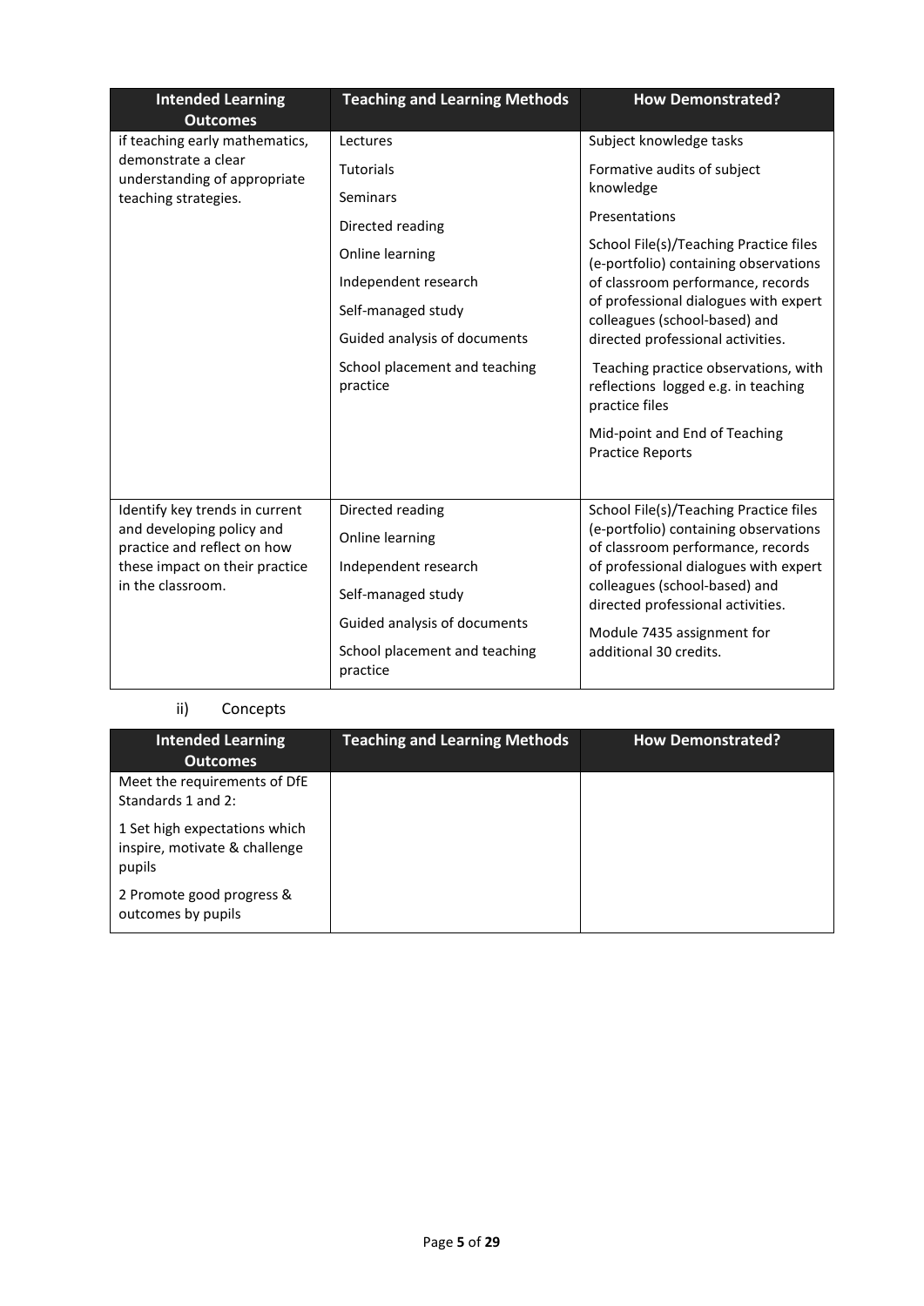| Intended Learning Outcomes | Teaching and Learning Methods | How Demonstrated? |
| --- | --- | --- |
| if teaching early mathematics, demonstrate a clear understanding of appropriate teaching strategies. | Lectures<br>Tutorials<br>Seminars<br>Directed reading<br>Online learning<br>Independent research<br>Self-managed study<br>Guided analysis of documents<br>School placement and teaching practice | Subject knowledge tasks<br>Formative audits of subject knowledge<br>Presentations<br>School File(s)/Teaching Practice files (e-portfolio) containing observations of classroom performance, records of professional dialogues with expert colleagues (school-based) and directed professional activities.<br>Teaching practice observations, with reflections logged e.g. in teaching practice files<br>Mid-point and End of Teaching Practice Reports |
| Identify key trends in current and developing policy and practice and reflect on how these impact on their practice in the classroom. | Directed reading<br>Online learning<br>Independent research<br>Self-managed study<br>Guided analysis of documents<br>School placement and teaching practice | School File(s)/Teaching Practice files (e-portfolio) containing observations of classroom performance, records of professional dialogues with expert colleagues (school-based) and directed professional activities.<br>Module 7435 assignment for additional 30 credits. |

ii) Concepts

| Intended Learning Outcomes | Teaching and Learning Methods | How Demonstrated? |
| --- | --- | --- |
| Meet the requirements of DfE Standards 1 and 2:<br>1 Set high expectations which inspire, motivate & challenge pupils<br>2 Promote good progress & outcomes by pupils | | |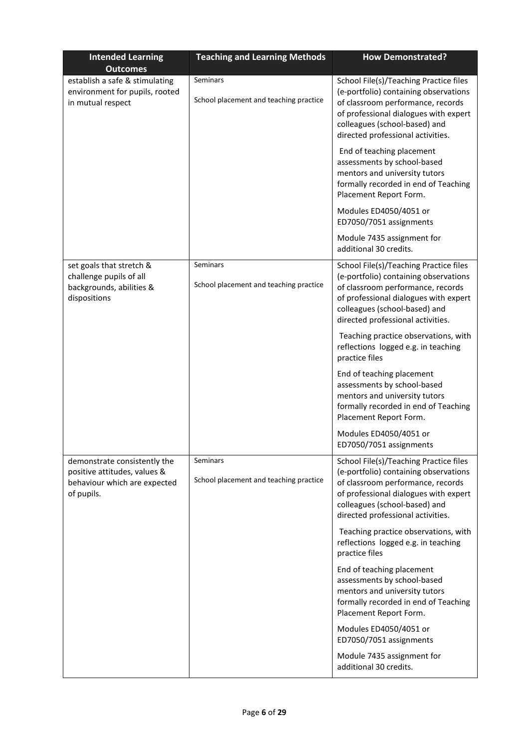| Intended Learning Outcomes | Teaching and Learning Methods | How Demonstrated? |
| --- | --- | --- |
| establish a safe & stimulating environment for pupils, rooted in mutual respect | Seminars<br><br>School placement and teaching practice | School File(s)/Teaching Practice files (e-portfolio) containing observations of classroom performance, records of professional dialogues with expert colleagues (school-based) and directed professional activities.<br><br>End of teaching placement assessments by school-based mentors and university tutors formally recorded in end of Teaching Placement Report Form.<br><br>Modules ED4050/4051 or ED7050/7051 assignments<br><br>Module 7435 assignment for additional 30 credits. |
| set goals that stretch & challenge pupils of all backgrounds, abilities & dispositions | Seminars<br><br>School placement and teaching practice | School File(s)/Teaching Practice files (e-portfolio) containing observations of classroom performance, records of professional dialogues with expert colleagues (school-based) and directed professional activities.<br><br>Teaching practice observations, with reflections logged e.g. in teaching practice files<br><br>End of teaching placement assessments by school-based mentors and university tutors formally recorded in end of Teaching Placement Report Form.<br><br>Modules ED4050/4051 or ED7050/7051 assignments |
| demonstrate consistently the positive attitudes, values & behaviour which are expected of pupils. | Seminars<br><br>School placement and teaching practice | School File(s)/Teaching Practice files (e-portfolio) containing observations of classroom performance, records of professional dialogues with expert colleagues (school-based) and directed professional activities.<br><br>Teaching practice observations, with reflections logged e.g. in teaching practice files<br><br>End of teaching placement assessments by school-based mentors and university tutors formally recorded in end of Teaching Placement Report Form.<br><br>Modules ED4050/4051 or ED7050/7051 assignments<br><br>Module 7435 assignment for additional 30 credits. |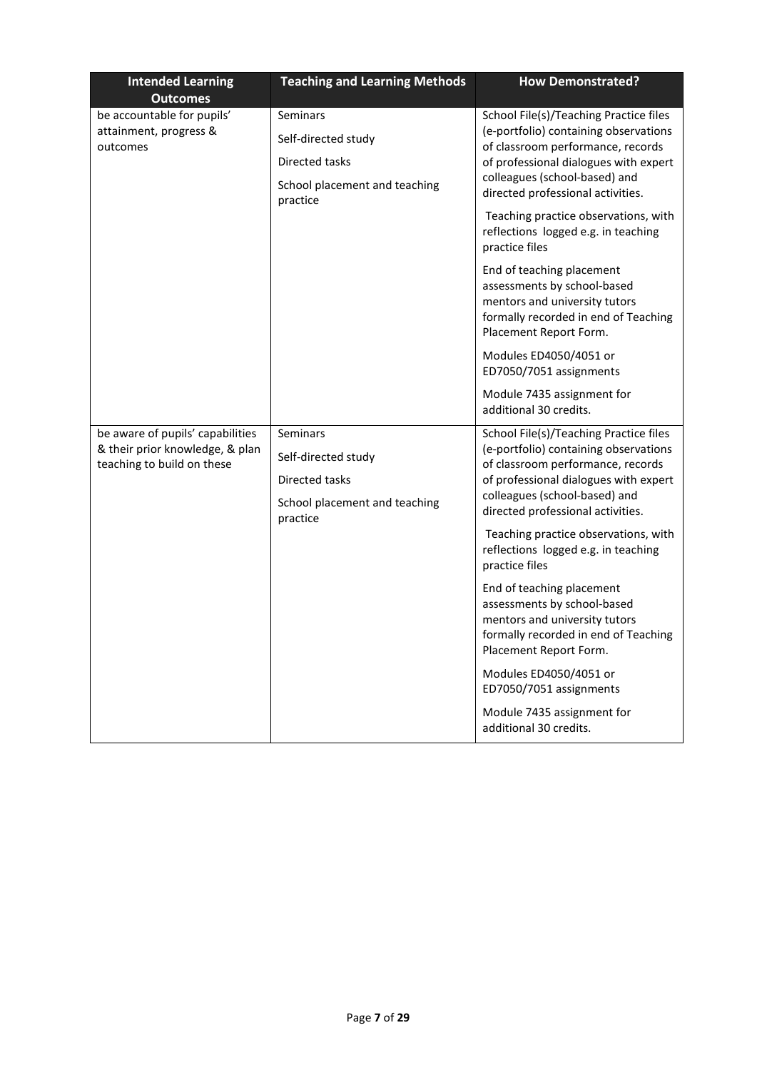| Intended Learning Outcomes | Teaching and Learning Methods | How Demonstrated? |
| --- | --- | --- |
| be accountable for pupils' attainment, progress & outcomes | Seminars<br><br>Self-directed study<br><br>Directed tasks<br><br>School placement and teaching practice | School File(s)/Teaching Practice files (e-portfolio) containing observations of classroom performance, records of professional dialogues with expert colleagues (school-based) and directed professional activities.<br><br>Teaching practice observations, with reflections logged e.g. in teaching practice files<br><br>End of teaching placement assessments by school-based mentors and university tutors formally recorded in end of Teaching Placement Report Form.<br><br>Modules ED4050/4051 or ED7050/7051 assignments<br><br>Module 7435 assignment for additional 30 credits. |
| be aware of pupils' capabilities & their prior knowledge, & plan teaching to build on these | Seminars<br><br>Self-directed study<br><br>Directed tasks<br><br>School placement and teaching practice | School File(s)/Teaching Practice files (e-portfolio) containing observations of classroom performance, records of professional dialogues with expert colleagues (school-based) and directed professional activities.<br><br>Teaching practice observations, with reflections logged e.g. in teaching practice files<br><br>End of teaching placement assessments by school-based mentors and university tutors formally recorded in end of Teaching Placement Report Form.<br><br>Modules ED4050/4051 or ED7050/7051 assignments<br><br>Module 7435 assignment for additional 30 credits. |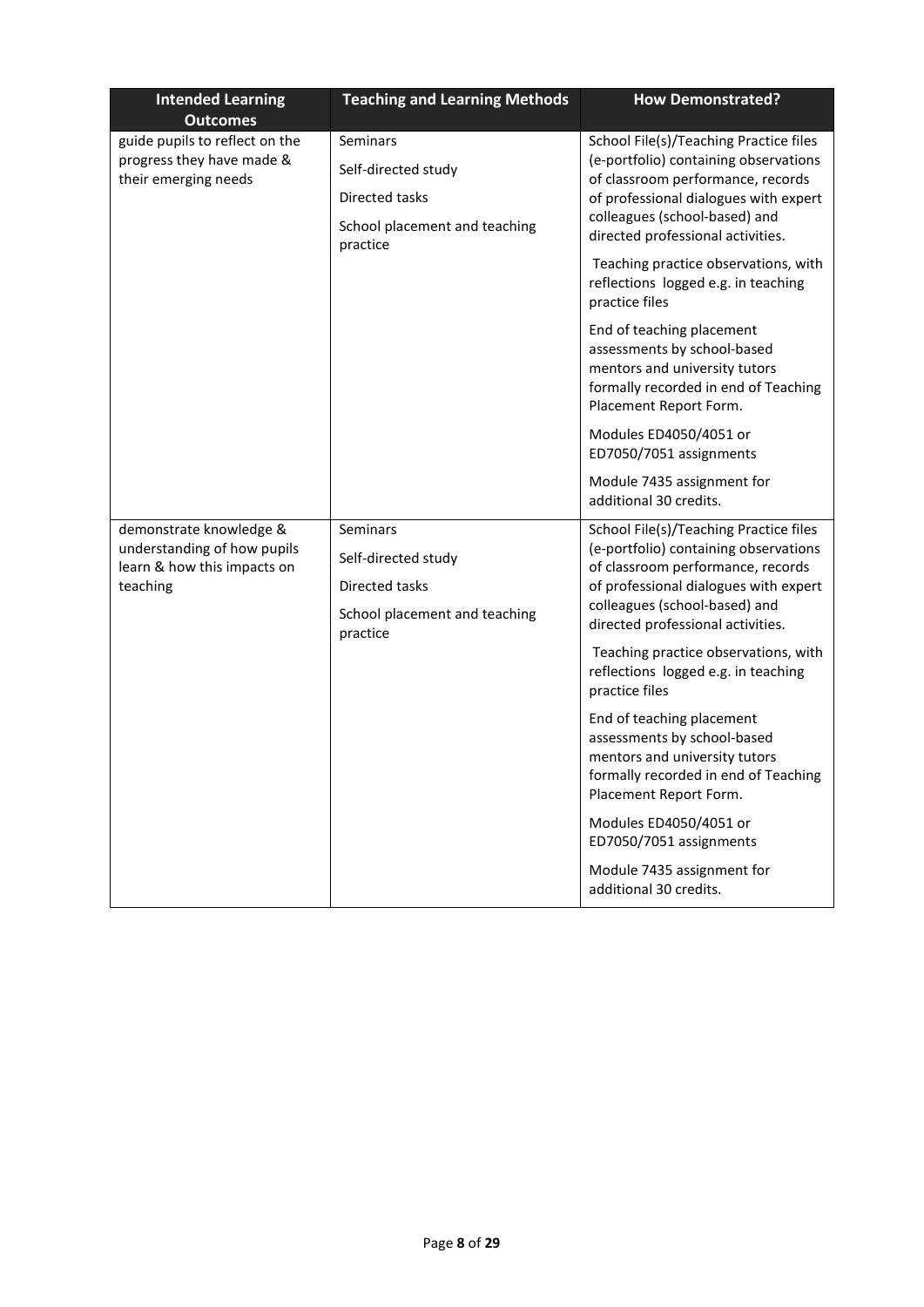| Intended Learning Outcomes | Teaching and Learning Methods | How Demonstrated? |
| --- | --- | --- |
| guide pupils to reflect on the progress they have made & their emerging needs | Seminars<br><br>Self-directed study<br><br>Directed tasks<br><br>School placement and teaching practice | School File(s)/Teaching Practice files (e-portfolio) containing observations of classroom performance, records of professional dialogues with expert colleagues (school-based) and directed professional activities.<br><br>Teaching practice observations, with reflections logged e.g. in teaching practice files<br><br>End of teaching placement assessments by school-based mentors and university tutors formally recorded in end of Teaching Placement Report Form.<br><br>Modules ED4050/4051 or ED7050/7051 assignments<br><br>Module 7435 assignment for additional 30 credits. |
| demonstrate knowledge & understanding of how pupils learn & how this impacts on teaching | Seminars<br><br>Self-directed study<br><br>Directed tasks<br><br>School placement and teaching practice | School File(s)/Teaching Practice files (e-portfolio) containing observations of classroom performance, records of professional dialogues with expert colleagues (school-based) and directed professional activities.<br><br>Teaching practice observations, with reflections logged e.g. in teaching practice files<br><br>End of teaching placement assessments by school-based mentors and university tutors formally recorded in end of Teaching Placement Report Form.<br><br>Modules ED4050/4051 or ED7050/7051 assignments<br><br>Module 7435 assignment for additional 30 credits. |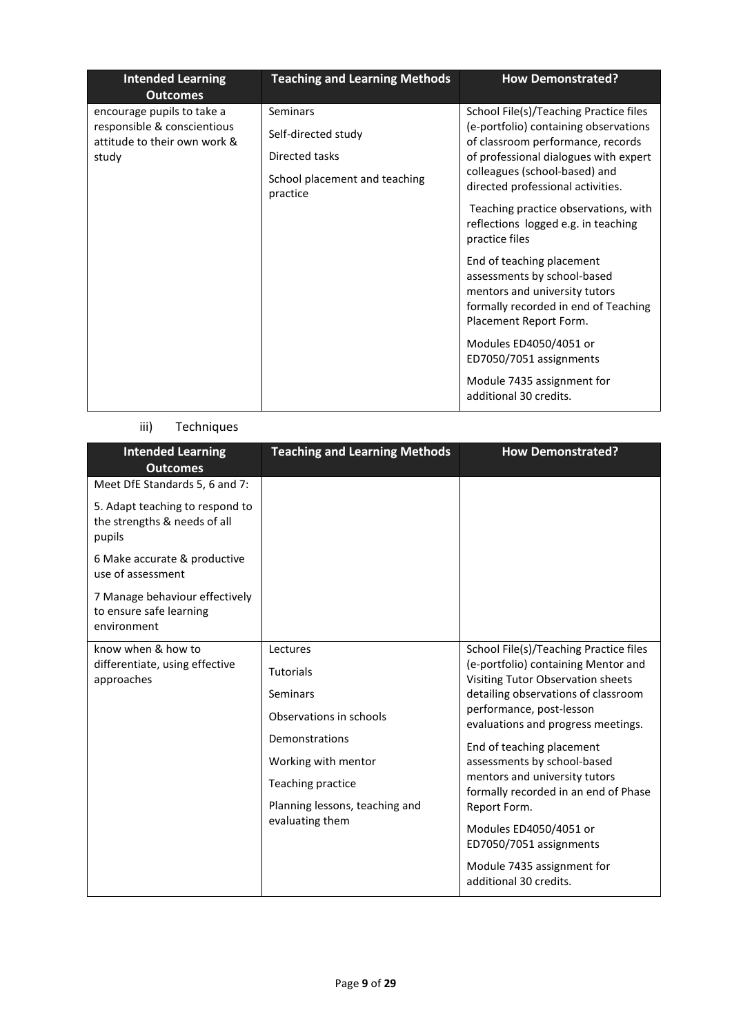| Intended Learning Outcomes | Teaching and Learning Methods | How Demonstrated? |
|---|---|---|
| encourage pupils to take a responsible & conscientious attitude to their own work & study | Seminars<br><br>Self-directed study<br><br>Directed tasks<br><br>School placement and teaching practice | School File(s)/Teaching Practice files (e-portfolio) containing observations of classroom performance, records of professional dialogues with expert colleagues (school-based) and directed professional activities.<br><br>Teaching practice observations, with reflections logged e.g. in teaching practice files<br><br>End of teaching placement assessments by school-based mentors and university tutors formally recorded in end of Teaching Placement Report Form.<br><br>Modules ED4050/4051 or ED7050/7051 assignments<br><br>Module 7435 assignment for additional 30 credits. |

iii) Techniques

| Intended Learning Outcomes | Teaching and Learning Methods | How Demonstrated? |
|---|---|---|
| Meet DfE Standards 5, 6 and 7:<br><br>5. Adapt teaching to respond to the strengths & needs of all pupils<br><br>6 Make accurate & productive use of assessment<br><br>7 Manage behaviour effectively to ensure safe learning environment | | |
| know when & how to differentiate, using effective approaches | Lectures<br><br>Tutorials<br><br>Seminars<br><br>Observations in schools<br><br>Demonstrations<br><br>Working with mentor<br><br>Teaching practice<br><br>Planning lessons, teaching and evaluating them | School File(s)/Teaching Practice files (e-portfolio) containing Mentor and Visiting Tutor Observation sheets detailing observations of classroom performance, post-lesson evaluations and progress meetings.<br><br>End of teaching placement assessments by school-based mentors and university tutors formally recorded in an end of Phase Report Form.<br><br>Modules ED4050/4051 or ED7050/7051 assignments<br><br>Module 7435 assignment for additional 30 credits. |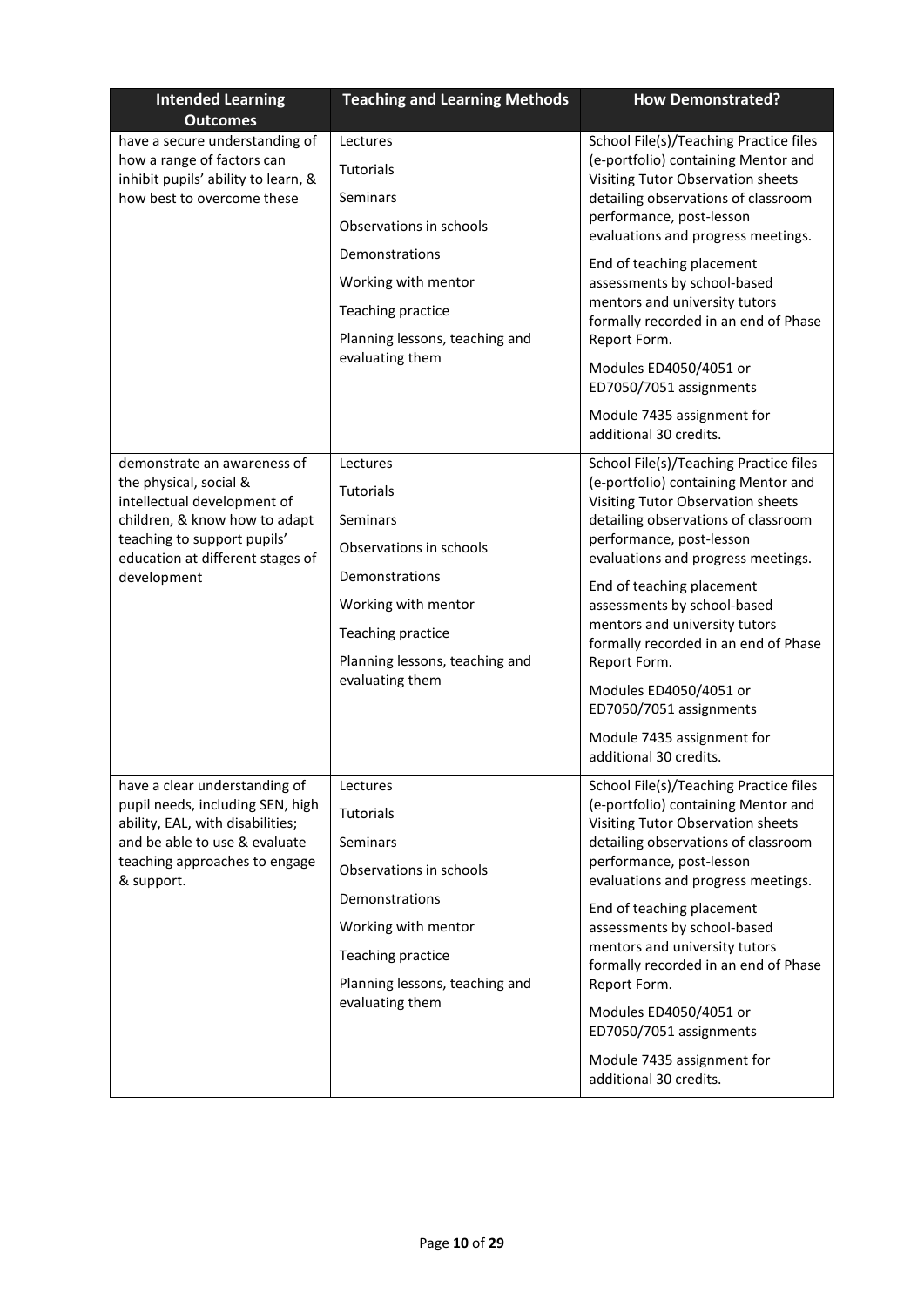| Intended Learning Outcomes | Teaching and Learning Methods | How Demonstrated? |
|---|---|---|
| have a secure understanding of how a range of factors can inhibit pupils' ability to learn, & how best to overcome these | Lectures<br>Tutorials<br>Seminars<br>Observations in schools<br>Demonstrations<br>Working with mentor<br>Teaching practice<br>Planning lessons, teaching and evaluating them | School File(s)/Teaching Practice files (e-portfolio) containing Mentor and Visiting Tutor Observation sheets detailing observations of classroom performance, post-lesson evaluations and progress meetings.<br>End of teaching placement assessments by school-based mentors and university tutors formally recorded in an end of Phase Report Form.<br>Modules ED4050/4051 or ED7050/7051 assignments<br>Module 7435 assignment for additional 30 credits. |
| demonstrate an awareness of the physical, social & intellectual development of children, & know how to adapt teaching to support pupils' education at different stages of development | Lectures<br>Tutorials<br>Seminars<br>Observations in schools<br>Demonstrations<br>Working with mentor<br>Teaching practice<br>Planning lessons, teaching and evaluating them | School File(s)/Teaching Practice files (e-portfolio) containing Mentor and Visiting Tutor Observation sheets detailing observations of classroom performance, post-lesson evaluations and progress meetings.<br>End of teaching placement assessments by school-based mentors and university tutors formally recorded in an end of Phase Report Form.<br>Modules ED4050/4051 or ED7050/7051 assignments<br>Module 7435 assignment for additional 30 credits. |
| have a clear understanding of pupil needs, including SEN, high ability, EAL, with disabilities; and be able to use & evaluate teaching approaches to engage & support. | Lectures<br>Tutorials<br>Seminars<br>Observations in schools<br>Demonstrations<br>Working with mentor<br>Teaching practice<br>Planning lessons, teaching and evaluating them | School File(s)/Teaching Practice files (e-portfolio) containing Mentor and Visiting Tutor Observation sheets detailing observations of classroom performance, post-lesson evaluations and progress meetings.<br>End of teaching placement assessments by school-based mentors and university tutors formally recorded in an end of Phase Report Form.<br>Modules ED4050/4051 or ED7050/7051 assignments<br>Module 7435 assignment for additional 30 credits. |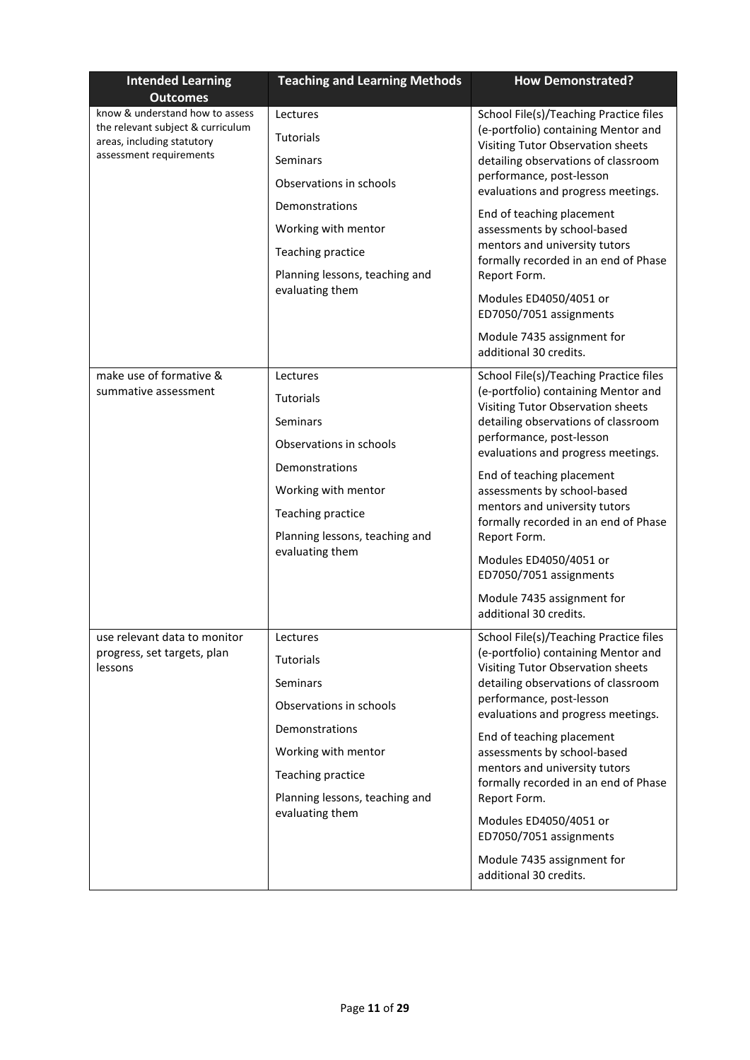| Intended Learning Outcomes | Teaching and Learning Methods | How Demonstrated? |
|---|---|---|
| know & understand how to assess the relevant subject & curriculum areas, including statutory assessment requirements | Lectures<br><br>Tutorials<br><br>Seminars<br><br>Observations in schools<br><br>Demonstrations<br><br>Working with mentor<br><br>Teaching practice<br><br>Planning lessons, teaching and evaluating them | School File(s)/Teaching Practice files (e-portfolio) containing Mentor and Visiting Tutor Observation sheets detailing observations of classroom performance, post-lesson evaluations and progress meetings.<br><br>End of teaching placement assessments by school-based mentors and university tutors formally recorded in an end of Phase Report Form.<br><br>Modules ED4050/4051 or ED7050/7051 assignments<br><br>Module 7435 assignment for additional 30 credits. |
| make use of formative & summative assessment | Lectures<br><br>Tutorials<br><br>Seminars<br><br>Observations in schools<br><br>Demonstrations<br><br>Working with mentor<br><br>Teaching practice<br><br>Planning lessons, teaching and evaluating them | School File(s)/Teaching Practice files (e-portfolio) containing Mentor and Visiting Tutor Observation sheets detailing observations of classroom performance, post-lesson evaluations and progress meetings.<br><br>End of teaching placement assessments by school-based mentors and university tutors formally recorded in an end of Phase Report Form.<br><br>Modules ED4050/4051 or ED7050/7051 assignments<br><br>Module 7435 assignment for additional 30 credits. |
| use relevant data to monitor progress, set targets, plan lessons | Lectures<br><br>Tutorials<br><br>Seminars<br><br>Observations in schools<br><br>Demonstrations<br><br>Working with mentor<br><br>Teaching practice<br><br>Planning lessons, teaching and evaluating them | School File(s)/Teaching Practice files (e-portfolio) containing Mentor and Visiting Tutor Observation sheets detailing observations of classroom performance, post-lesson evaluations and progress meetings.<br><br>End of teaching placement assessments by school-based mentors and university tutors formally recorded in an end of Phase Report Form.<br><br>Modules ED4050/4051 or ED7050/7051 assignments<br><br>Module 7435 assignment for additional 30 credits. |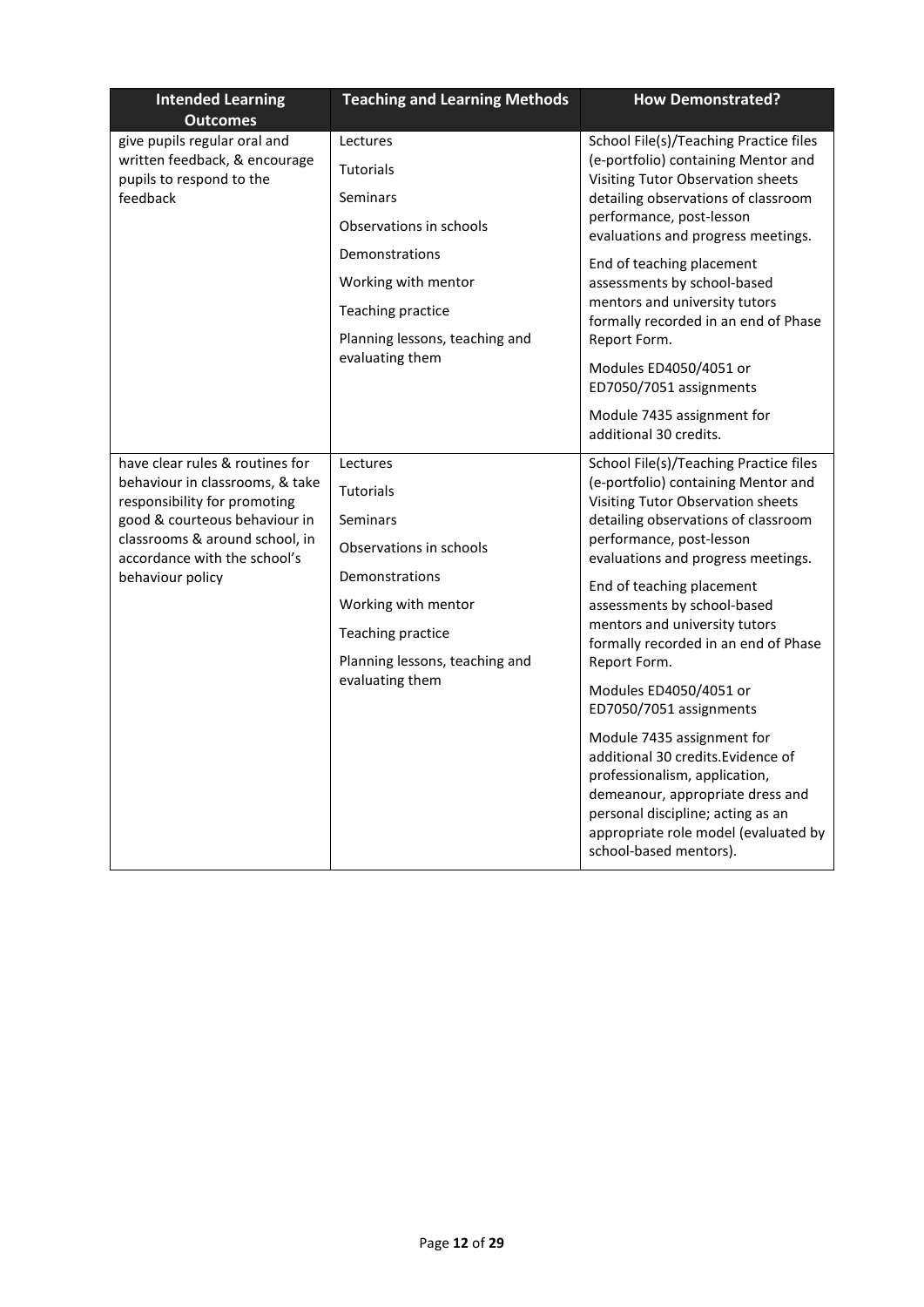| Intended Learning Outcomes | Teaching and Learning Methods | How Demonstrated? |
| --- | --- | --- |
| give pupils regular oral and written feedback, & encourage pupils to respond to the feedback | Lectures<br>Tutorials<br>Seminars<br>Observations in schools<br>Demonstrations<br>Working with mentor<br>Teaching practice<br>Planning lessons, teaching and evaluating them | School File(s)/Teaching Practice files (e-portfolio) containing Mentor and Visiting Tutor Observation sheets detailing observations of classroom performance, post-lesson evaluations and progress meetings.<br>End of teaching placement assessments by school-based mentors and university tutors formally recorded in an end of Phase Report Form.<br>Modules ED4050/4051 or ED7050/7051 assignments<br>Module 7435 assignment for additional 30 credits. |
| have clear rules & routines for behaviour in classrooms, & take responsibility for promoting good & courteous behaviour in classrooms & around school, in accordance with the school's behaviour policy | Lectures<br>Tutorials<br>Seminars<br>Observations in schools<br>Demonstrations<br>Working with mentor<br>Teaching practice<br>Planning lessons, teaching and evaluating them | School File(s)/Teaching Practice files (e-portfolio) containing Mentor and Visiting Tutor Observation sheets detailing observations of classroom performance, post-lesson evaluations and progress meetings.<br>End of teaching placement assessments by school-based mentors and university tutors formally recorded in an end of Phase Report Form.<br>Modules ED4050/4051 or ED7050/7051 assignments<br>Module 7435 assignment for additional 30 credits.Evidence of professionalism, application, demeanour, appropriate dress and personal discipline; acting as an appropriate role model (evaluated by school-based mentors). |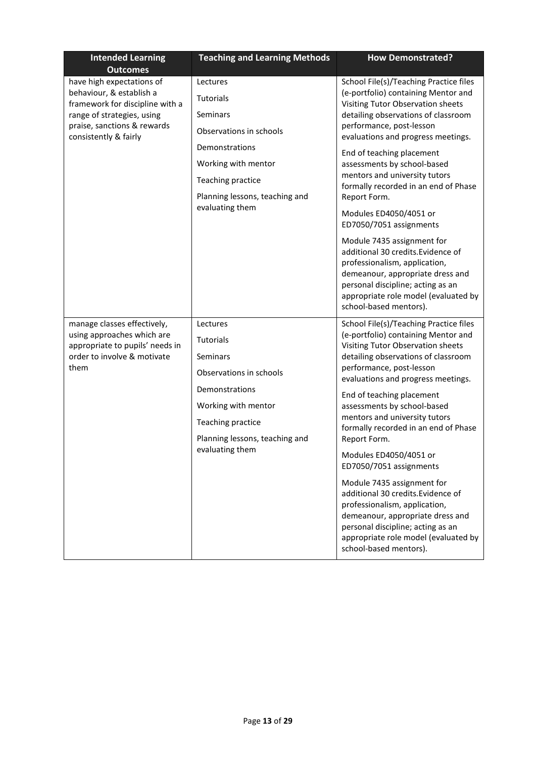| Intended Learning Outcomes | Teaching and Learning Methods | How Demonstrated? |
| --- | --- | --- |
| have high expectations of behaviour, & establish a framework for discipline with a range of strategies, using praise, sanctions & rewards consistently & fairly | Lectures<br><br>Tutorials<br><br>Seminars<br><br>Observations in schools<br><br>Demonstrations<br><br>Working with mentor<br><br>Teaching practice<br><br>Planning lessons, teaching and evaluating them | School File(s)/Teaching Practice files (e-portfolio) containing Mentor and Visiting Tutor Observation sheets detailing observations of classroom performance, post-lesson evaluations and progress meetings.<br><br>End of teaching placement assessments by school-based mentors and university tutors formally recorded in an end of Phase Report Form.<br><br>Modules ED4050/4051 or ED7050/7051 assignments<br><br>Module 7435 assignment for additional 30 credits.Evidence of professionalism, application, demeanour, appropriate dress and personal discipline; acting as an appropriate role model (evaluated by school-based mentors). |
| manage classes effectively, using approaches which are appropriate to pupils' needs in order to involve & motivate them | Lectures<br><br>Tutorials<br><br>Seminars<br><br>Observations in schools<br><br>Demonstrations<br><br>Working with mentor<br><br>Teaching practice<br><br>Planning lessons, teaching and evaluating them | School File(s)/Teaching Practice files (e-portfolio) containing Mentor and Visiting Tutor Observation sheets detailing observations of classroom performance, post-lesson evaluations and progress meetings.<br><br>End of teaching placement assessments by school-based mentors and university tutors formally recorded in an end of Phase Report Form.<br><br>Modules ED4050/4051 or ED7050/7051 assignments<br><br>Module 7435 assignment for additional 30 credits.Evidence of professionalism, application, demeanour, appropriate dress and personal discipline; acting as an appropriate role model (evaluated by school-based mentors). |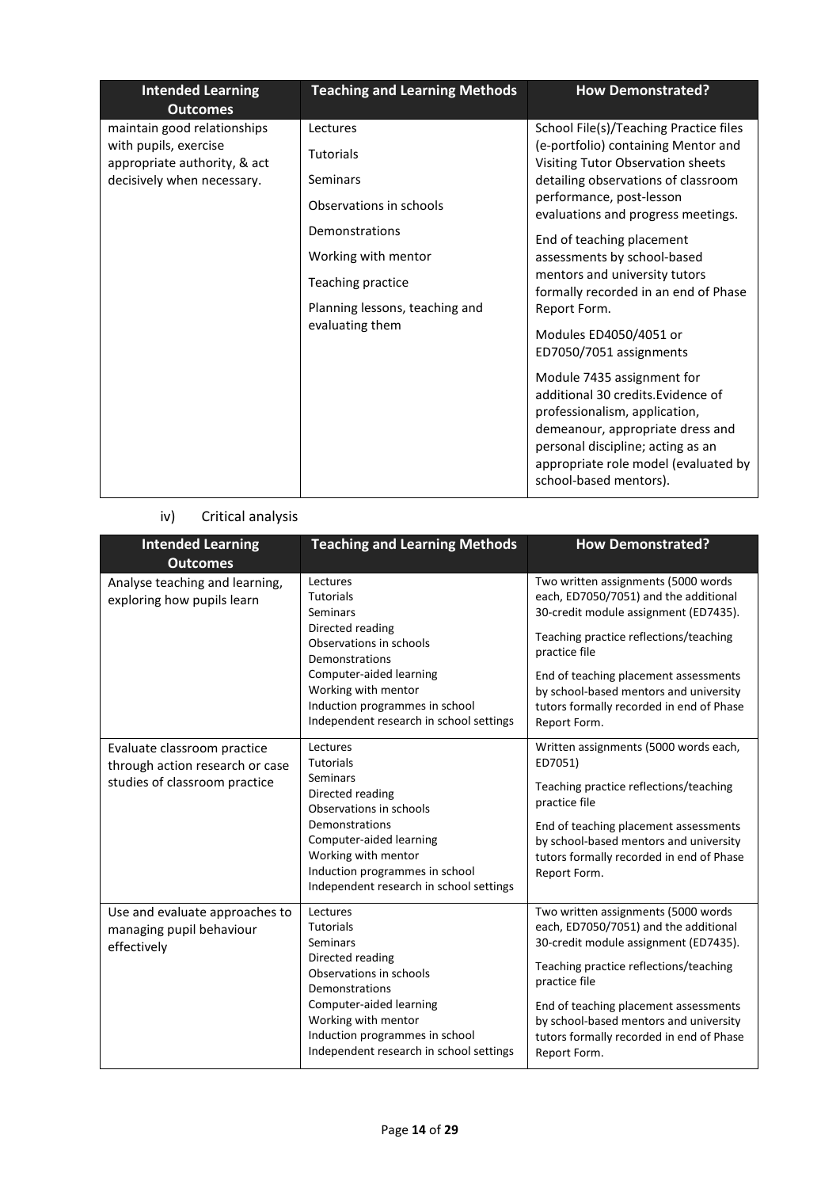| Intended Learning Outcomes | Teaching and Learning Methods | How Demonstrated? |
| --- | --- | --- |
| maintain good relationships with pupils, exercise appropriate authority, & act decisively when necessary. | Lectures<br>Tutorials<br>Seminars<br>Observations in schools<br>Demonstrations<br>Working with mentor<br>Teaching practice<br>Planning lessons, teaching and evaluating them | School File(s)/Teaching Practice files (e-portfolio) containing Mentor and Visiting Tutor Observation sheets detailing observations of classroom performance, post-lesson evaluations and progress meetings.<br>End of teaching placement assessments by school-based mentors and university tutors formally recorded in an end of Phase Report Form.<br>Modules ED4050/4051 or ED7050/7051 assignments<br>Module 7435 assignment for additional 30 credits.Evidence of professionalism, application, demeanour, appropriate dress and personal discipline; acting as an appropriate role model (evaluated by school-based mentors). |

iv) Critical analysis

| Intended Learning Outcomes | Teaching and Learning Methods | How Demonstrated? |
| --- | --- | --- |
| Analyse teaching and learning, exploring how pupils learn | Lectures<br>Tutorials<br>Seminars<br>Directed reading<br>Observations in schools<br>Demonstrations<br>Computer-aided learning<br>Working with mentor<br>Induction programmes in school<br>Independent research in school settings | Two written assignments (5000 words each, ED7050/7051) and the additional 30-credit module assignment (ED7435).<br>Teaching practice reflections/teaching practice file<br>End of teaching placement assessments by school-based mentors and university tutors formally recorded in end of Phase Report Form. |
| Evaluate classroom practice through action research or case studies of classroom practice | Lectures<br>Tutorials<br>Seminars<br>Directed reading<br>Observations in schools<br>Demonstrations<br>Computer-aided learning<br>Working with mentor<br>Induction programmes in school<br>Independent research in school settings | Written assignments (5000 words each, ED7051)<br>Teaching practice reflections/teaching practice file<br>End of teaching placement assessments by school-based mentors and university tutors formally recorded in end of Phase Report Form. |
| Use and evaluate approaches to managing pupil behaviour effectively | Lectures<br>Tutorials<br>Seminars<br>Directed reading<br>Observations in schools<br>Demonstrations<br>Computer-aided learning<br>Working with mentor<br>Induction programmes in school<br>Independent research in school settings | Two written assignments (5000 words each, ED7050/7051) and the additional 30-credit module assignment (ED7435).<br>Teaching practice reflections/teaching practice file<br>End of teaching placement assessments by school-based mentors and university tutors formally recorded in end of Phase Report Form. |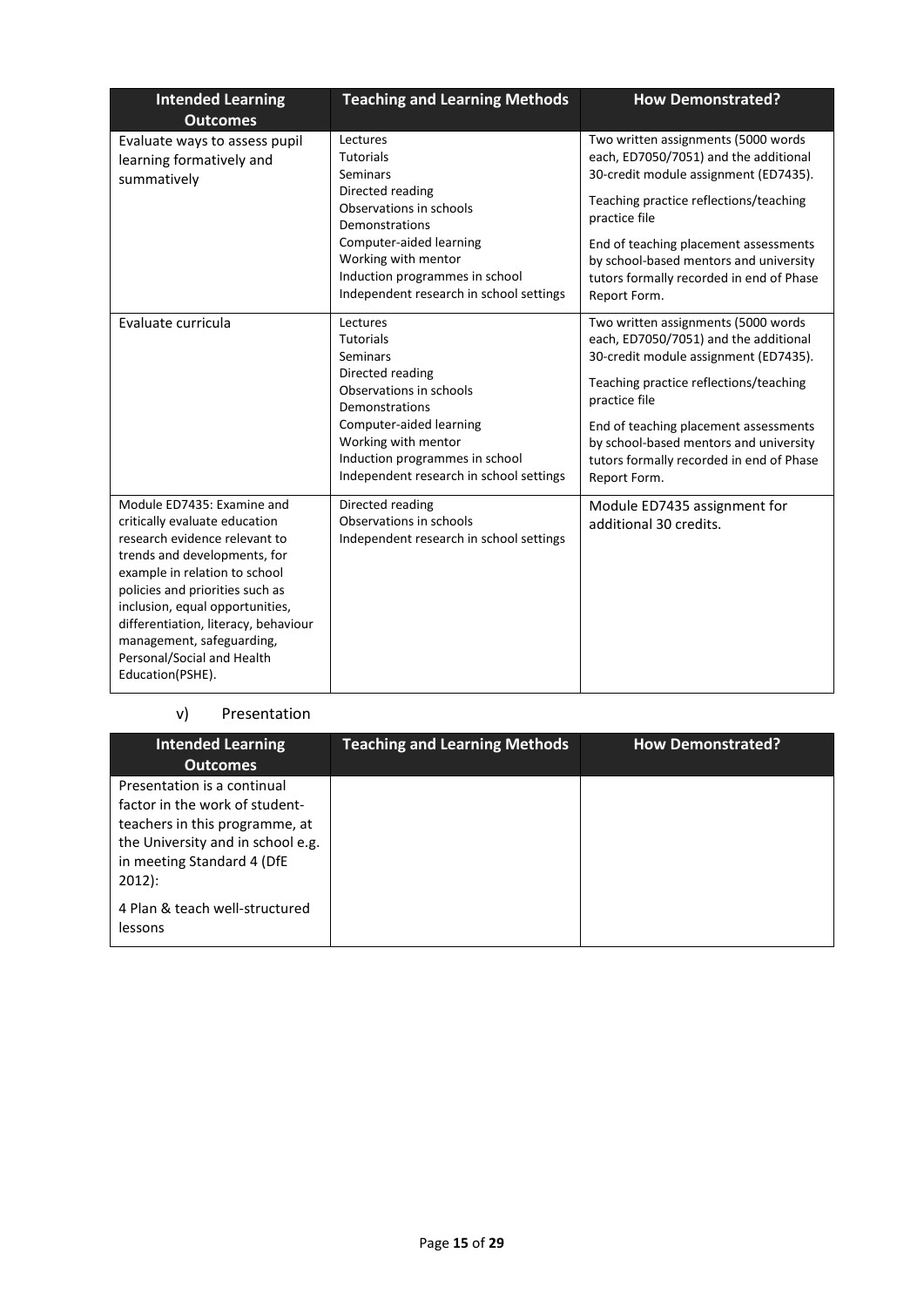| Intended Learning Outcomes | Teaching and Learning Methods | How Demonstrated? |
| --- | --- | --- |
| Evaluate ways to assess pupil learning formatively and summatively | Lectures<br>Tutorials<br>Seminars<br>Directed reading<br>Observations in schools<br>Demonstrations<br>Computer-aided learning<br>Working with mentor<br>Induction programmes in school<br>Independent research in school settings | Two written assignments (5000 words each, ED7050/7051) and the additional 30-credit module assignment (ED7435).<br><br>Teaching practice reflections/teaching practice file<br><br>End of teaching placement assessments by school-based mentors and university tutors formally recorded in end of Phase Report Form. |
| Evaluate curricula | Lectures<br>Tutorials<br>Seminars<br>Directed reading<br>Observations in schools<br>Demonstrations<br>Computer-aided learning<br>Working with mentor<br>Induction programmes in school<br>Independent research in school settings | Two written assignments (5000 words each, ED7050/7051) and the additional 30-credit module assignment (ED7435).<br><br>Teaching practice reflections/teaching practice file<br><br>End of teaching placement assessments by school-based mentors and university tutors formally recorded in end of Phase Report Form. |
| Module ED7435: Examine and critically evaluate education research evidence relevant to trends and developments, for example in relation to school policies and priorities such as inclusion, equal opportunities, differentiation, literacy, behaviour management, safeguarding, Personal/Social and Health Education(PSHE). | Directed reading<br>Observations in schools<br>Independent research in school settings | Module ED7435 assignment for additional 30 credits. |

v) Presentation

| Intended Learning Outcomes | Teaching and Learning Methods | How Demonstrated? |
| --- | --- | --- |
| Presentation is a continual factor in the work of student-teachers in this programme, at the University and in school e.g. in meeting Standard 4 (DfE 2012):<br><br>4 Plan & teach well-structured lessons | | |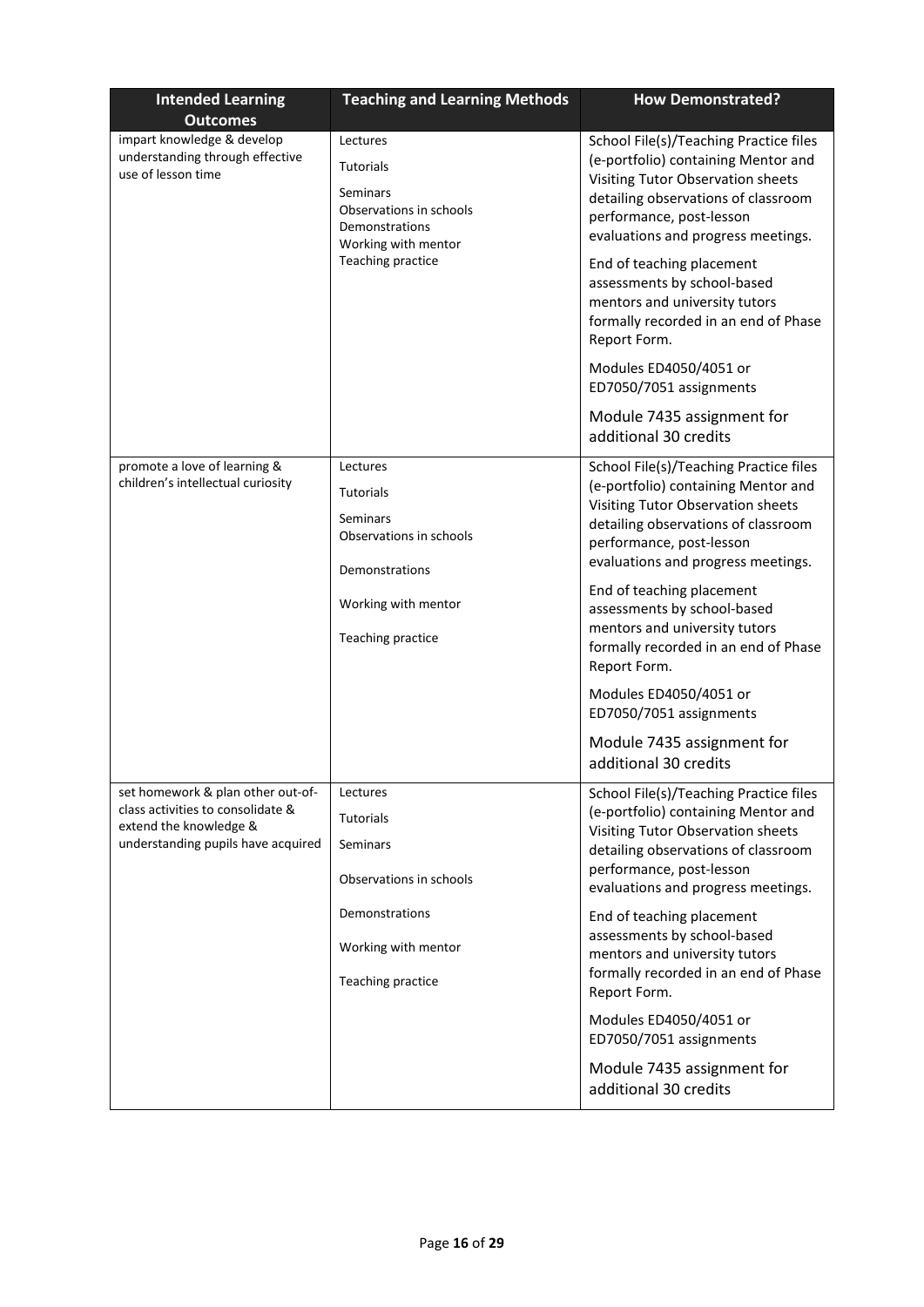| Intended Learning Outcomes | Teaching and Learning Methods | How Demonstrated? |
|---|---|---|
| impart knowledge & develop understanding through effective use of lesson time | Lectures<br>Tutorials<br>Seminars<br>Observations in schools<br>Demonstrations<br>Working with mentor<br>Teaching practice | School File(s)/Teaching Practice files (e-portfolio) containing Mentor and Visiting Tutor Observation sheets detailing observations of classroom performance, post-lesson evaluations and progress meetings.<br>End of teaching placement assessments by school-based mentors and university tutors formally recorded in an end of Phase Report Form.<br>Modules ED4050/4051 or ED7050/7051 assignments<br>Module 7435 assignment for additional 30 credits |
| promote a love of learning & children's intellectual curiosity | Lectures<br>Tutorials<br>Seminars<br>Observations in schools<br>Demonstrations<br>Working with mentor<br>Teaching practice | School File(s)/Teaching Practice files (e-portfolio) containing Mentor and Visiting Tutor Observation sheets detailing observations of classroom performance, post-lesson evaluations and progress meetings.<br>End of teaching placement assessments by school-based mentors and university tutors formally recorded in an end of Phase Report Form.<br>Modules ED4050/4051 or ED7050/7051 assignments<br>Module 7435 assignment for additional 30 credits |
| set homework & plan other out-of-class activities to consolidate & extend the knowledge & understanding pupils have acquired | Lectures<br>Tutorials<br>Seminars<br>Observations in schools<br>Demonstrations<br>Working with mentor<br>Teaching practice | School File(s)/Teaching Practice files (e-portfolio) containing Mentor and Visiting Tutor Observation sheets detailing observations of classroom performance, post-lesson evaluations and progress meetings.<br>End of teaching placement assessments by school-based mentors and university tutors formally recorded in an end of Phase Report Form.<br>Modules ED4050/4051 or ED7050/7051 assignments<br>Module 7435 assignment for additional 30 credits |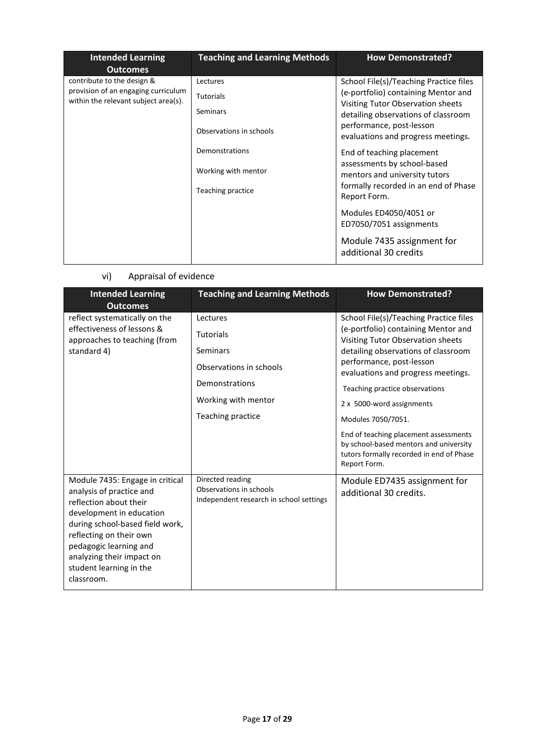| Intended Learning Outcomes | Teaching and Learning Methods | How Demonstrated? |
|---|---|---|
| contribute to the design & provision of an engaging curriculum within the relevant subject area(s). | Lectures<br>Tutorials<br>Seminars<br>Observations in schools<br>Demonstrations<br>Working with mentor<br>Teaching practice | School File(s)/Teaching Practice files (e-portfolio) containing Mentor and Visiting Tutor Observation sheets detailing observations of classroom performance, post-lesson evaluations and progress meetings.<br>End of teaching placement assessments by school-based mentors and university tutors formally recorded in an end of Phase Report Form.<br>Modules ED4050/4051 or ED7050/7051 assignments<br>Module 7435 assignment for additional 30 credits |

vi) Appraisal of evidence

| Intended Learning Outcomes | Teaching and Learning Methods | How Demonstrated? |
|---|---|---|
| reflect systematically on the effectiveness of lessons & approaches to teaching (from standard 4) | Lectures<br>Tutorials<br>Seminars<br>Observations in schools<br>Demonstrations<br>Working with mentor<br>Teaching practice | School File(s)/Teaching Practice files (e-portfolio) containing Mentor and Visiting Tutor Observation sheets detailing observations of classroom performance, post-lesson evaluations and progress meetings.<br>Teaching practice observations<br>2 x 5000-word assignments<br>Modules 7050/7051.<br>End of teaching placement assessments by school-based mentors and university tutors formally recorded in end of Phase Report Form. |
| Module 7435: Engage in critical analysis of practice and reflection about their development in education during school-based field work, reflecting on their own pedagogic learning and analyzing their impact on student learning in the classroom. | Directed reading<br>Observations in schools<br>Independent research in school settings | Module ED7435 assignment for additional 30 credits. |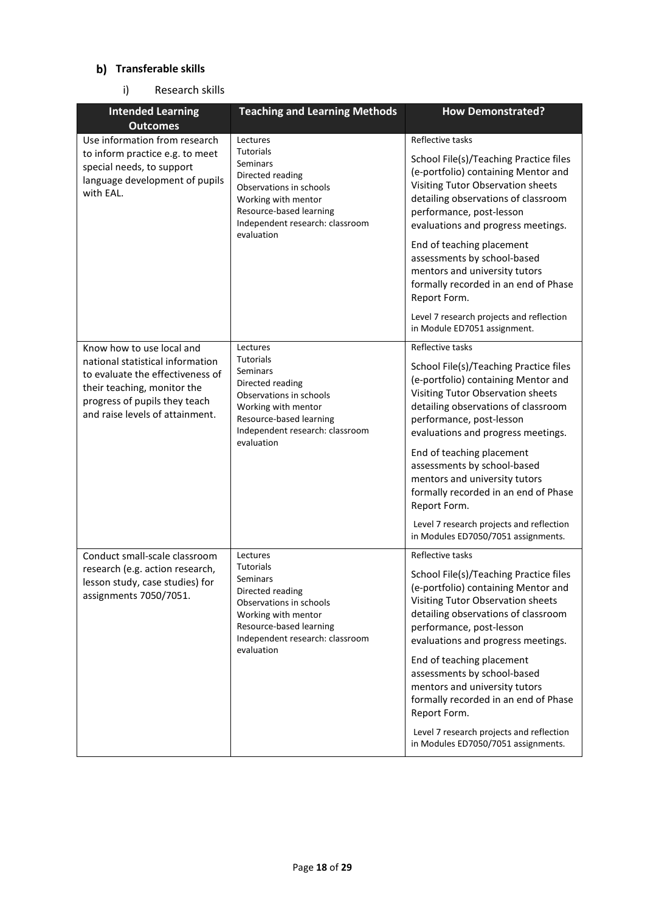## b) Transferable skills

### i) Research skills

| Intended Learning Outcomes | Teaching and Learning Methods | How Demonstrated? |
|---|---|---|
| Use information from research to inform practice e.g. to meet special needs, to support language development of pupils with EAL. | Lectures<br>Tutorials<br>Seminars<br>Directed reading<br>Observations in schools<br>Working with mentor<br>Resource-based learning<br>Independent research: classroom evaluation | Reflective tasks<br><br>School File(s)/Teaching Practice files (e-portfolio) containing Mentor and Visiting Tutor Observation sheets detailing observations of classroom performance, post-lesson evaluations and progress meetings.<br><br>End of teaching placement assessments by school-based mentors and university tutors formally recorded in an end of Phase Report Form.<br><br>Level 7 research projects and reflection in Module ED7051 assignment. |
| Know how to use local and national statistical information to evaluate the effectiveness of their teaching, monitor the progress of pupils they teach and raise levels of attainment. | Lectures<br>Tutorials<br>Seminars<br>Directed reading<br>Observations in schools<br>Working with mentor<br>Resource-based learning<br>Independent research: classroom evaluation | Reflective tasks<br><br>School File(s)/Teaching Practice files (e-portfolio) containing Mentor and Visiting Tutor Observation sheets detailing observations of classroom performance, post-lesson evaluations and progress meetings.<br><br>End of teaching placement assessments by school-based mentors and university tutors formally recorded in an end of Phase Report Form.<br><br>Level 7 research projects and reflection in Modules ED7050/7051 assignments. |
| Conduct small-scale classroom research (e.g. action research, lesson study, case studies) for assignments 7050/7051. | Lectures<br>Tutorials<br>Seminars<br>Directed reading<br>Observations in schools<br>Working with mentor<br>Resource-based learning<br>Independent research: classroom evaluation | Reflective tasks<br><br>School File(s)/Teaching Practice files (e-portfolio) containing Mentor and Visiting Tutor Observation sheets detailing observations of classroom performance, post-lesson evaluations and progress meetings.<br><br>End of teaching placement assessments by school-based mentors and university tutors formally recorded in an end of Phase Report Form.<br><br>Level 7 research projects and reflection in Modules ED7050/7051 assignments. |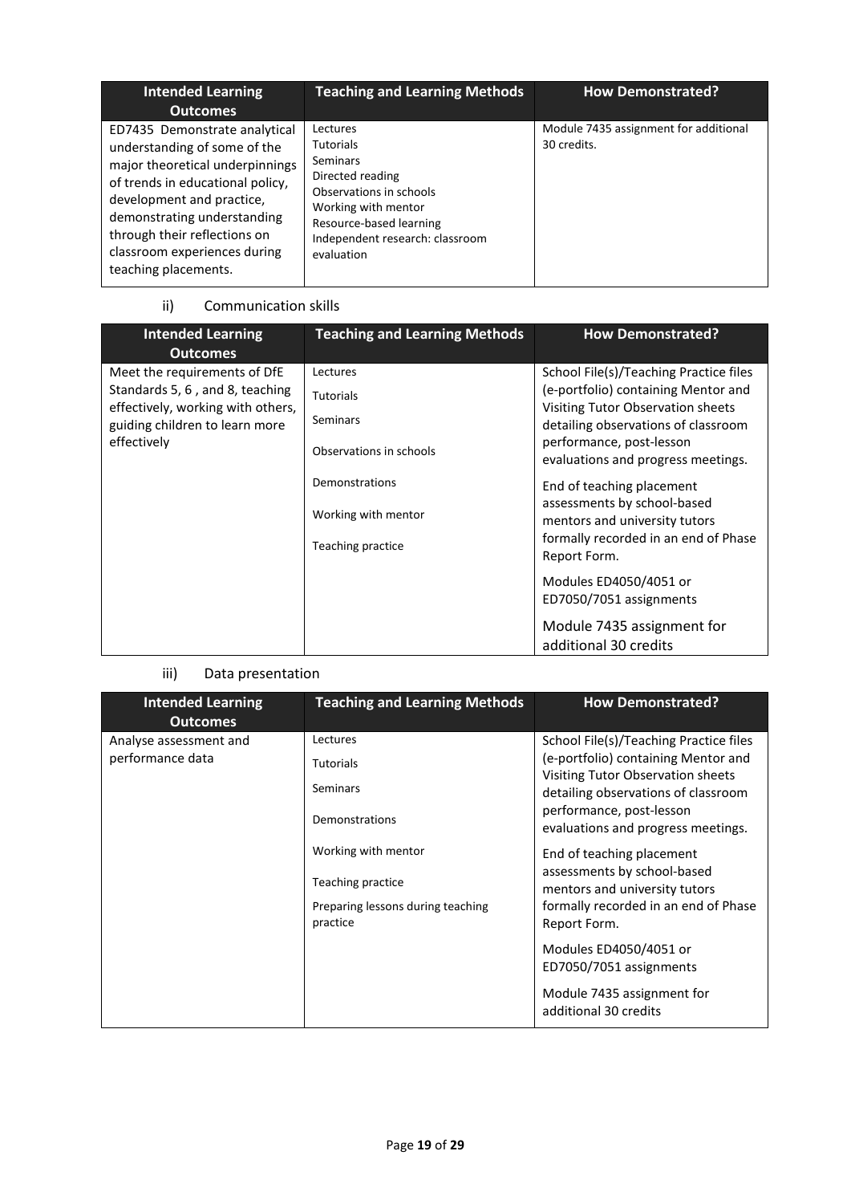| Intended Learning Outcomes | Teaching and Learning Methods | How Demonstrated? |
| --- | --- | --- |
| ED7435 Demonstrate analytical understanding of some of the major theoretical underpinnings of trends in educational policy, development and practice, demonstrating understanding through their reflections on classroom experiences during teaching placements. | Lectures<br>Tutorials<br>Seminars<br>Directed reading<br>Observations in schools<br>Working with mentor<br>Resource-based learning<br>Independent research: classroom evaluation | Module 7435 assignment for additional 30 credits. |

ii) Communication skills

| Intended Learning Outcomes | Teaching and Learning Methods | How Demonstrated? |
| --- | --- | --- |
| Meet the requirements of DfE Standards 5, 6 , and 8, teaching effectively, working with others, guiding children to learn more effectively | Lectures<br>Tutorials<br>Seminars<br>Observations in schools<br>Demonstrations<br>Working with mentor<br>Teaching practice | School File(s)/Teaching Practice files (e-portfolio) containing Mentor and Visiting Tutor Observation sheets detailing observations of classroom performance, post-lesson evaluations and progress meetings.<br>End of teaching placement assessments by school-based mentors and university tutors formally recorded in an end of Phase Report Form.<br>Modules ED4050/4051 or ED7050/7051 assignments<br>Module 7435 assignment for additional 30 credits |

iii) Data presentation

| Intended Learning Outcomes | Teaching and Learning Methods | How Demonstrated? |
| --- | --- | --- |
| Analyse assessment and performance data | Lectures<br>Tutorials<br>Seminars<br>Demonstrations<br>Working with mentor<br>Teaching practice<br>Preparing lessons during teaching practice | School File(s)/Teaching Practice files (e-portfolio) containing Mentor and Visiting Tutor Observation sheets detailing observations of classroom performance, post-lesson evaluations and progress meetings.<br>End of teaching placement assessments by school-based mentors and university tutors formally recorded in an end of Phase Report Form.<br>Modules ED4050/4051 or ED7050/7051 assignments<br>Module 7435 assignment for additional 30 credits |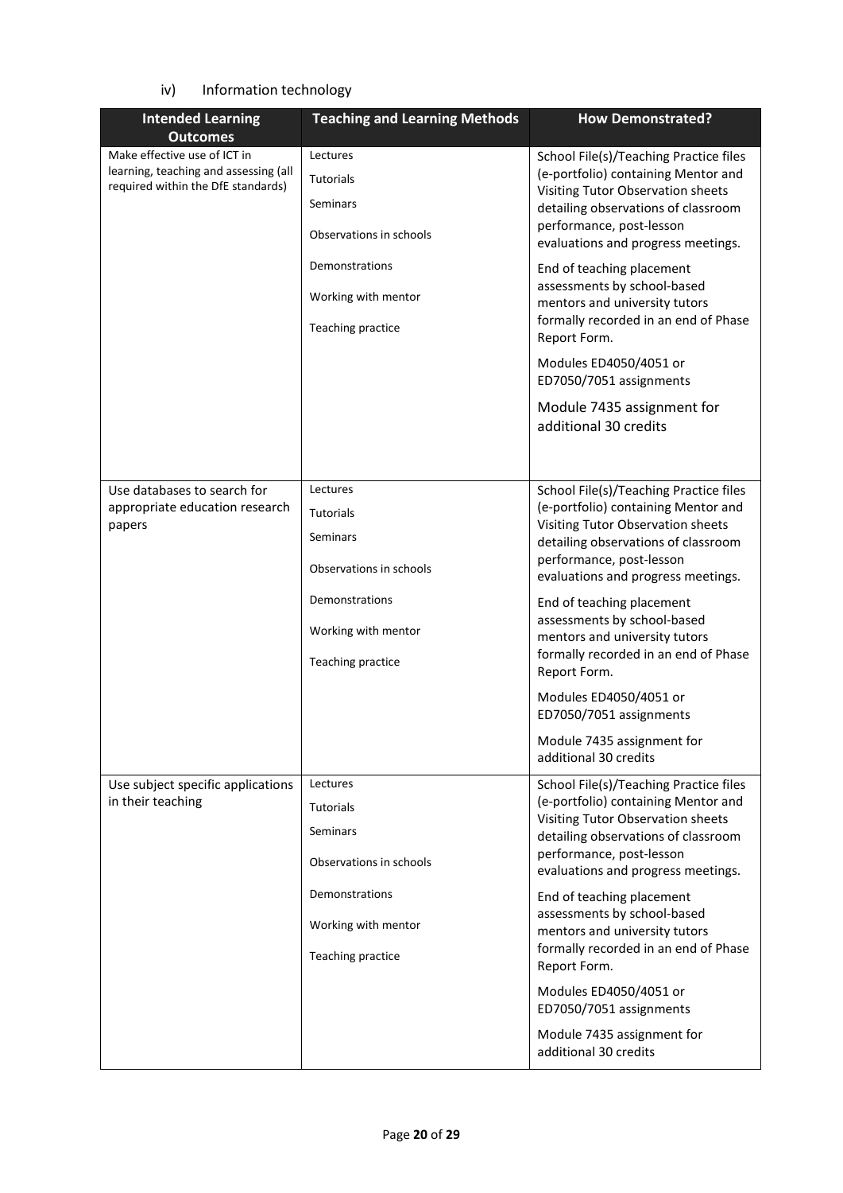iv) Information technology

| Intended Learning Outcomes | Teaching and Learning Methods | How Demonstrated? |
| --- | --- | --- |
| Make effective use of ICT in learning, teaching and assessing (all required within the DfE standards) | Lectures<br>Tutorials<br>Seminars<br>Observations in schools<br>Demonstrations<br>Working with mentor<br>Teaching practice | School File(s)/Teaching Practice files (e-portfolio) containing Mentor and Visiting Tutor Observation sheets detailing observations of classroom performance, post-lesson evaluations and progress meetings.<br>End of teaching placement assessments by school-based mentors and university tutors formally recorded in an end of Phase Report Form.<br>Modules ED4050/4051 or ED7050/7051 assignments<br>Module 7435 assignment for additional 30 credits |
| Use databases to search for appropriate education research papers | Lectures<br>Tutorials<br>Seminars<br>Observations in schools<br>Demonstrations<br>Working with mentor<br>Teaching practice | School File(s)/Teaching Practice files (e-portfolio) containing Mentor and Visiting Tutor Observation sheets detailing observations of classroom performance, post-lesson evaluations and progress meetings.<br>End of teaching placement assessments by school-based mentors and university tutors formally recorded in an end of Phase Report Form.<br>Modules ED4050/4051 or ED7050/7051 assignments<br>Module 7435 assignment for additional 30 credits |
| Use subject specific applications in their teaching | Lectures<br>Tutorials<br>Seminars<br>Observations in schools<br>Demonstrations<br>Working with mentor<br>Teaching practice | School File(s)/Teaching Practice files (e-portfolio) containing Mentor and Visiting Tutor Observation sheets detailing observations of classroom performance, post-lesson evaluations and progress meetings.<br>End of teaching placement assessments by school-based mentors and university tutors formally recorded in an end of Phase Report Form.<br>Modules ED4050/4051 or ED7050/7051 assignments<br>Module 7435 assignment for additional 30 credits |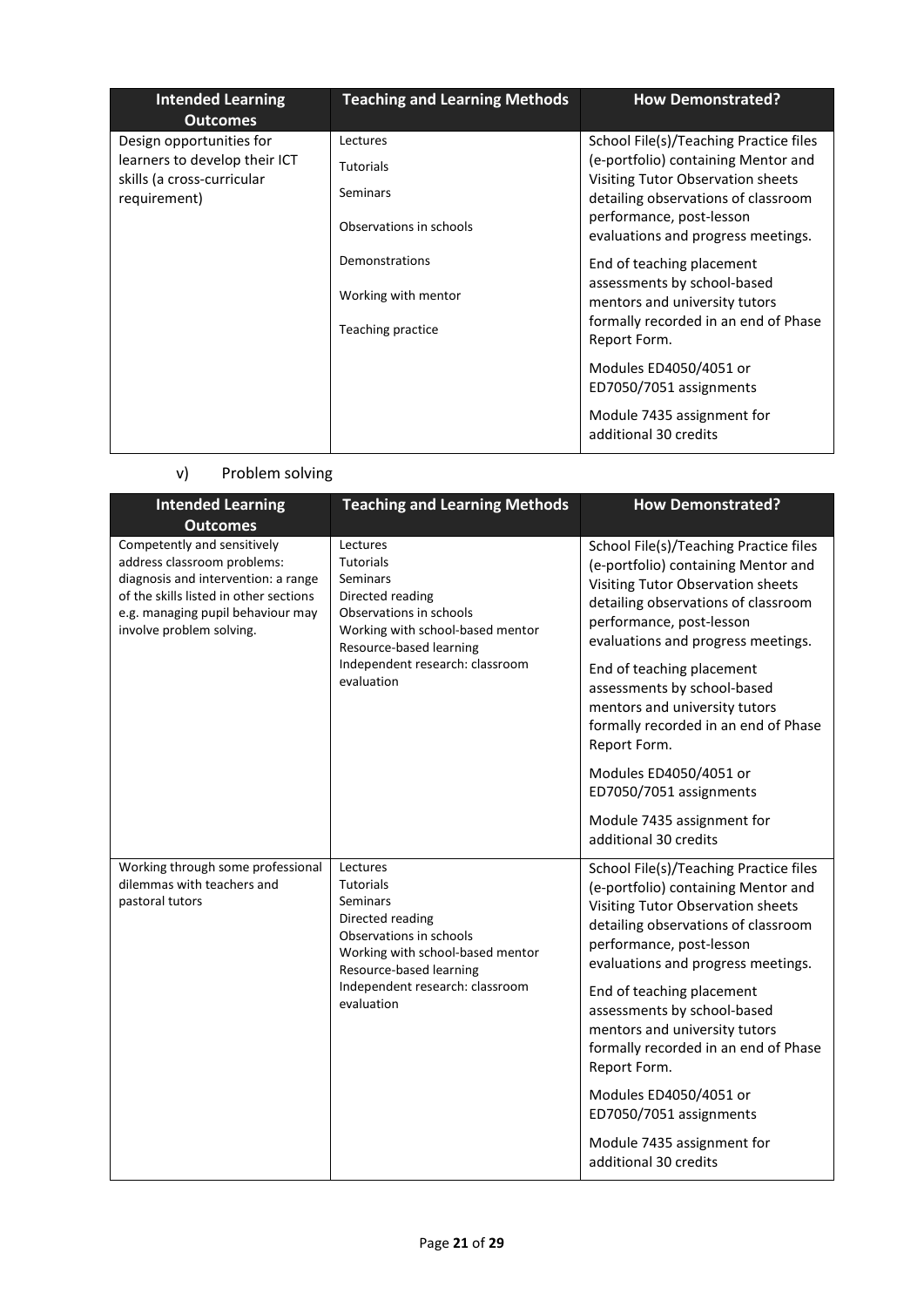| Intended Learning Outcomes | Teaching and Learning Methods | How Demonstrated? |
|---|---|---|
| Design opportunities for learners to develop their ICT skills (a cross-curricular requirement) | Lectures<br>Tutorials<br>Seminars<br>Observations in schools<br>Demonstrations<br>Working with mentor<br>Teaching practice | School File(s)/Teaching Practice files (e-portfolio) containing Mentor and Visiting Tutor Observation sheets detailing observations of classroom performance, post-lesson evaluations and progress meetings.<br>End of teaching placement assessments by school-based mentors and university tutors formally recorded in an end of Phase Report Form.<br>Modules ED4050/4051 or ED7050/7051 assignments<br>Module 7435 assignment for additional 30 credits |

v) Problem solving

| Intended Learning Outcomes | Teaching and Learning Methods | How Demonstrated? |
|---|---|---|
| Competently and sensitively address classroom problems: diagnosis and intervention: a range of the skills listed in other sections e.g. managing pupil behaviour may involve problem solving. | Lectures<br>Tutorials<br>Seminars<br>Directed reading<br>Observations in schools<br>Working with school-based mentor<br>Resource-based learning<br>Independent research: classroom evaluation | School File(s)/Teaching Practice files (e-portfolio) containing Mentor and Visiting Tutor Observation sheets detailing observations of classroom performance, post-lesson evaluations and progress meetings.<br>End of teaching placement assessments by school-based mentors and university tutors formally recorded in an end of Phase Report Form.<br>Modules ED4050/4051 or ED7050/7051 assignments<br>Module 7435 assignment for additional 30 credits |
| Working through some professional dilemmas with teachers and pastoral tutors | Lectures<br>Tutorials<br>Seminars<br>Directed reading<br>Observations in schools<br>Working with school-based mentor<br>Resource-based learning<br>Independent research: classroom evaluation | School File(s)/Teaching Practice files (e-portfolio) containing Mentor and Visiting Tutor Observation sheets detailing observations of classroom performance, post-lesson evaluations and progress meetings.<br>End of teaching placement assessments by school-based mentors and university tutors formally recorded in an end of Phase Report Form.<br>Modules ED4050/4051 or ED7050/7051 assignments<br>Module 7435 assignment for additional 30 credits |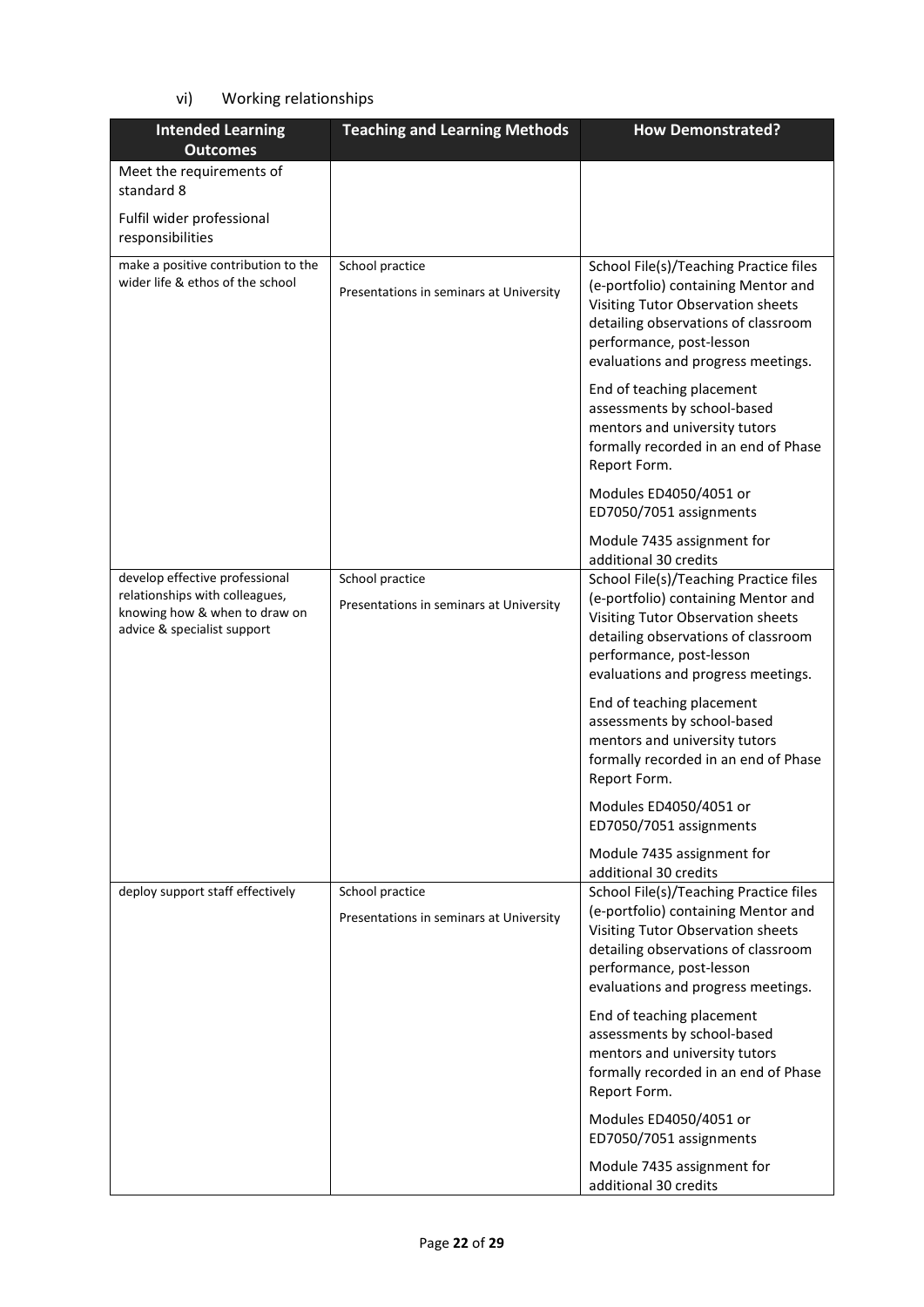vi) Working relationships

| Intended Learning Outcomes | Teaching and Learning Methods | How Demonstrated? |
|---|---|---|
| Meet the requirements of standard 8<br><br>Fulfil wider professional responsibilities | | |
| make a positive contribution to the wider life & ethos of the school | School practice<br><br>Presentations in seminars at University | School File(s)/Teaching Practice files (e-portfolio) containing Mentor and Visiting Tutor Observation sheets detailing observations of classroom performance, post-lesson evaluations and progress meetings.<br><br>End of teaching placement assessments by school-based mentors and university tutors formally recorded in an end of Phase Report Form.<br><br>Modules ED4050/4051 or ED7050/7051 assignments<br><br>Module 7435 assignment for additional 30 credits |
| develop effective professional relationships with colleagues, knowing how & when to draw on advice & specialist support | School practice<br><br>Presentations in seminars at University | School File(s)/Teaching Practice files (e-portfolio) containing Mentor and Visiting Tutor Observation sheets detailing observations of classroom performance, post-lesson evaluations and progress meetings.<br><br>End of teaching placement assessments by school-based mentors and university tutors formally recorded in an end of Phase Report Form.<br><br>Modules ED4050/4051 or ED7050/7051 assignments<br><br>Module 7435 assignment for additional 30 credits |
| deploy support staff effectively | School practice<br><br>Presentations in seminars at University | School File(s)/Teaching Practice files (e-portfolio) containing Mentor and Visiting Tutor Observation sheets detailing observations of classroom performance, post-lesson evaluations and progress meetings.<br><br>End of teaching placement assessments by school-based mentors and university tutors formally recorded in an end of Phase Report Form.<br><br>Modules ED4050/4051 or ED7050/7051 assignments<br><br>Module 7435 assignment for additional 30 credits |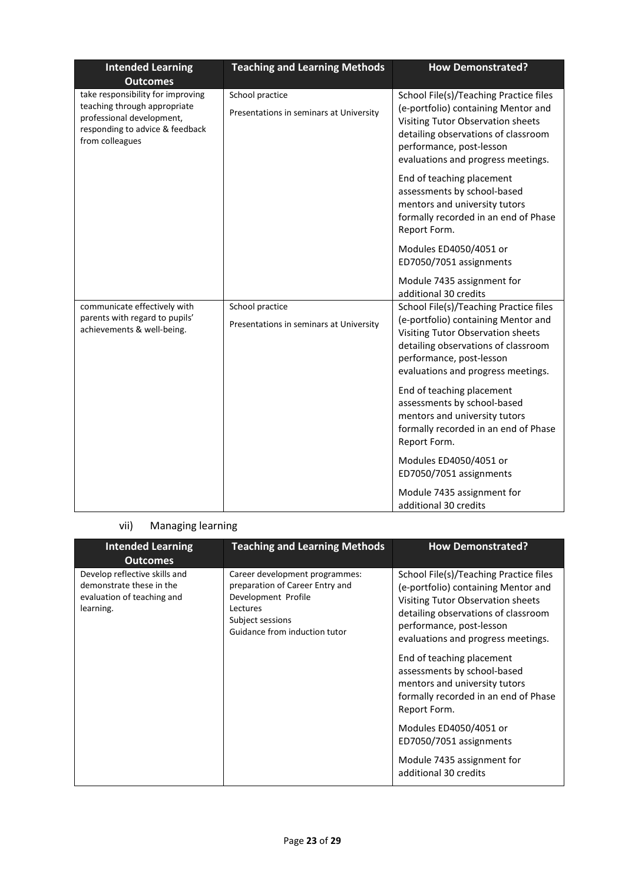| Intended Learning Outcomes | Teaching and Learning Methods | How Demonstrated? |
|---|---|---|
| take responsibility for improving teaching through appropriate professional development, responding to advice & feedback from colleagues | School practice<br><br>Presentations in seminars at University | School File(s)/Teaching Practice files (e-portfolio) containing Mentor and Visiting Tutor Observation sheets detailing observations of classroom performance, post-lesson evaluations and progress meetings.<br><br>End of teaching placement assessments by school-based mentors and university tutors formally recorded in an end of Phase Report Form.<br><br>Modules ED4050/4051 or ED7050/7051 assignments<br><br>Module 7435 assignment for additional 30 credits |
| communicate effectively with parents with regard to pupils' achievements & well-being. | School practice<br><br>Presentations in seminars at University | School File(s)/Teaching Practice files (e-portfolio) containing Mentor and Visiting Tutor Observation sheets detailing observations of classroom performance, post-lesson evaluations and progress meetings.<br><br>End of teaching placement assessments by school-based mentors and university tutors formally recorded in an end of Phase Report Form.<br><br>Modules ED4050/4051 or ED7050/7051 assignments<br><br>Module 7435 assignment for additional 30 credits |

vii) Managing learning

| Intended Learning Outcomes | Teaching and Learning Methods | How Demonstrated? |
|---|---|---|
| Develop reflective skills and demonstrate these in the evaluation of teaching and learning. | Career development programmes: preparation of Career Entry and Development Profile<br>Lectures<br>Subject sessions<br>Guidance from induction tutor | School File(s)/Teaching Practice files (e-portfolio) containing Mentor and Visiting Tutor Observation sheets detailing observations of classroom performance, post-lesson evaluations and progress meetings.<br><br>End of teaching placement assessments by school-based mentors and university tutors formally recorded in an end of Phase Report Form.<br><br>Modules ED4050/4051 or ED7050/7051 assignments<br><br>Module 7435 assignment for additional 30 credits |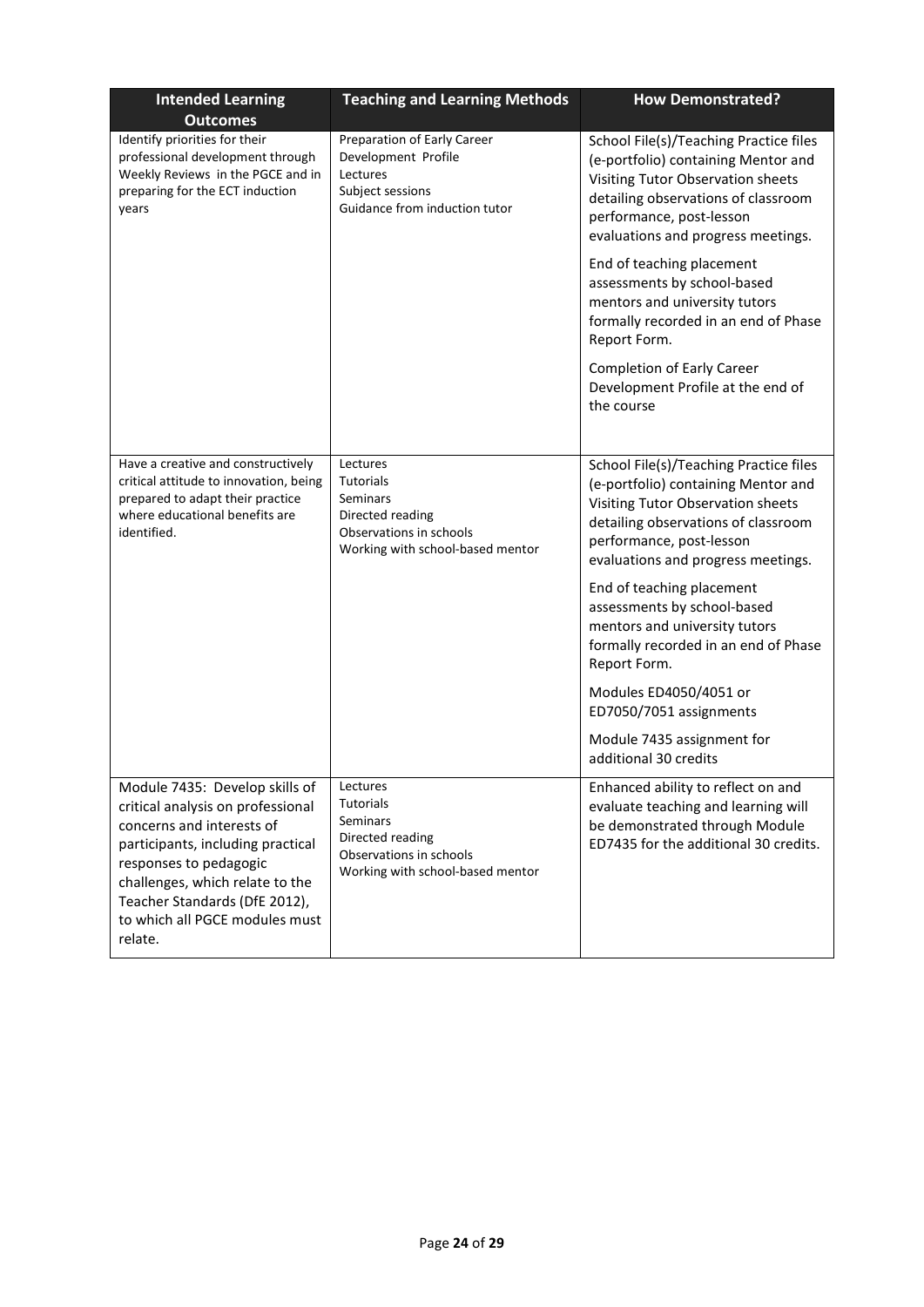| Intended Learning Outcomes | Teaching and Learning Methods | How Demonstrated? |
|---|---|---|
| Identify priorities for their professional development through Weekly Reviews in the PGCE and in preparing for the ECT induction years | Preparation of Early Career Development Profile<br>Lectures<br>Subject sessions<br>Guidance from induction tutor | School File(s)/Teaching Practice files (e-portfolio) containing Mentor and Visiting Tutor Observation sheets detailing observations of classroom performance, post-lesson evaluations and progress meetings.<br><br>End of teaching placement assessments by school-based mentors and university tutors formally recorded in an end of Phase Report Form.<br><br>Completion of Early Career Development Profile at the end of the course |
| Have a creative and constructively critical attitude to innovation, being prepared to adapt their practice where educational benefits are identified. | Lectures<br>Tutorials<br>Seminars<br>Directed reading<br>Observations in schools<br>Working with school-based mentor | School File(s)/Teaching Practice files (e-portfolio) containing Mentor and Visiting Tutor Observation sheets detailing observations of classroom performance, post-lesson evaluations and progress meetings.<br><br>End of teaching placement assessments by school-based mentors and university tutors formally recorded in an end of Phase Report Form.<br><br>Modules ED4050/4051 or ED7050/7051 assignments<br><br>Module 7435 assignment for additional 30 credits |
| Module 7435: Develop skills of critical analysis on professional concerns and interests of participants, including practical responses to pedagogic challenges, which relate to the Teacher Standards (DfE 2012), to which all PGCE modules must relate. | Lectures<br>Tutorials<br>Seminars<br>Directed reading<br>Observations in schools<br>Working with school-based mentor | Enhanced ability to reflect on and evaluate teaching and learning will be demonstrated through Module ED7435 for the additional 30 credits. |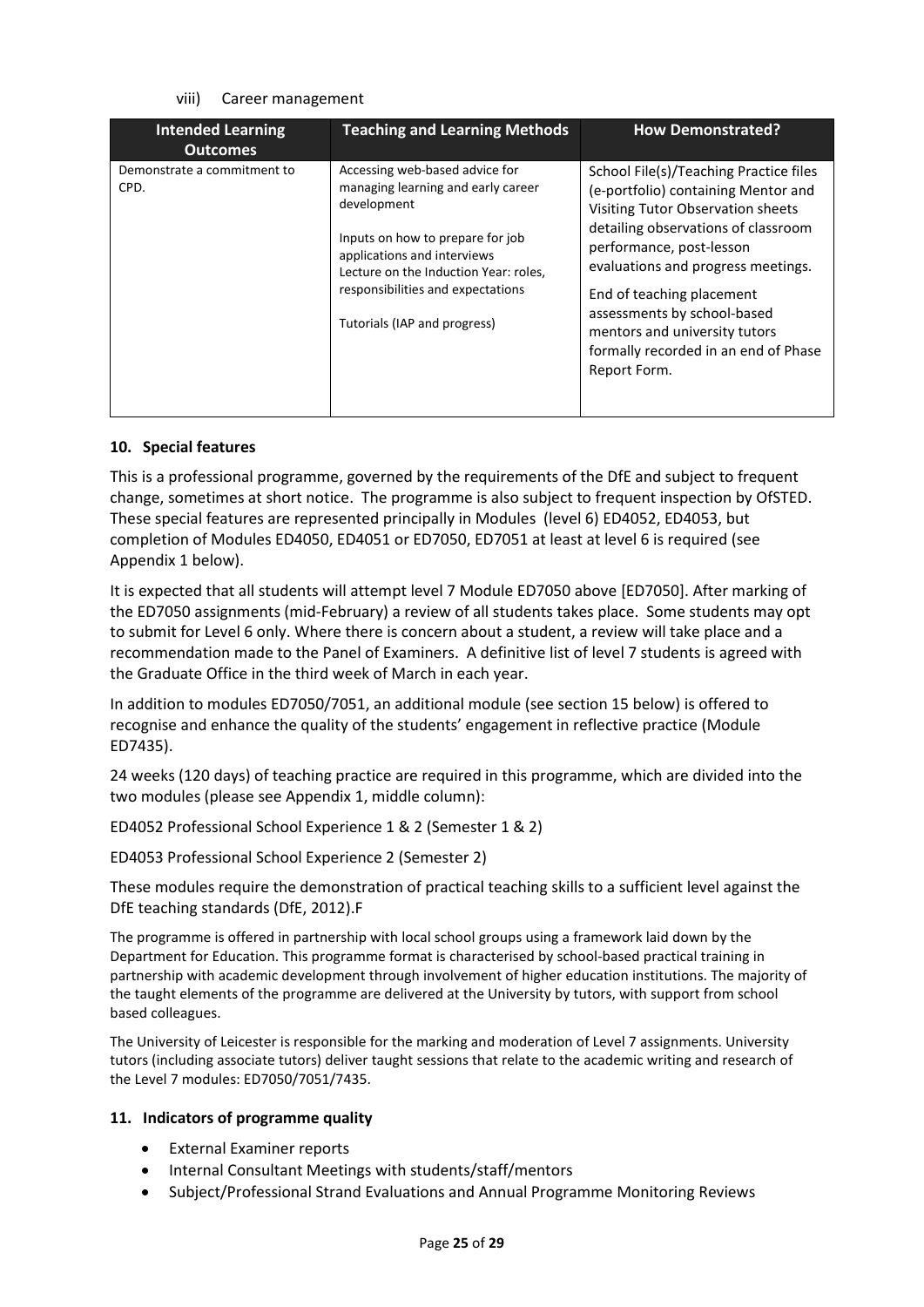viii) Career management

| Intended Learning Outcomes | Teaching and Learning Methods | How Demonstrated? |
| --- | --- | --- |
| Demonstrate a commitment to CPD. | Accessing web-based advice for managing learning and early career development<br><br>Inputs on how to prepare for job applications and interviews<br>Lecture on the Induction Year: roles, responsibilities and expectations<br><br>Tutorials (IAP and progress) | School File(s)/Teaching Practice files (e-portfolio) containing Mentor and Visiting Tutor Observation sheets detailing observations of classroom performance, post-lesson evaluations and progress meetings.<br><br>End of teaching placement assessments by school-based mentors and university tutors formally recorded in an end of Phase Report Form. |

## 10. Special features

This is a professional programme, governed by the requirements of the DfE and subject to frequent change, sometimes at short notice. The programme is also subject to frequent inspection by OfSTED. These special features are represented principally in Modules (level 6) ED4052, ED4053, but completion of Modules ED4050, ED4051 or ED7050, ED7051 at least at level 6 is required (see Appendix 1 below).

It is expected that all students will attempt level 7 Module ED7050 above [ED7050]. After marking of the ED7050 assignments (mid-February) a review of all students takes place. Some students may opt to submit for Level 6 only. Where there is concern about a student, a review will take place and a recommendation made to the Panel of Examiners. A definitive list of level 7 students is agreed with the Graduate Office in the third week of March in each year.

In addition to modules ED7050/7051, an additional module (see section 15 below) is offered to recognise and enhance the quality of the students' engagement in reflective practice (Module ED7435).

24 weeks (120 days) of teaching practice are required in this programme, which are divided into the two modules (please see Appendix 1, middle column):

ED4052 Professional School Experience 1 & 2 (Semester 1 & 2)

ED4053 Professional School Experience 2 (Semester 2)

These modules require the demonstration of practical teaching skills to a sufficient level against the DfE teaching standards (DfE, 2012).F

The programme is offered in partnership with local school groups using a framework laid down by the Department for Education. This programme format is characterised by school-based practical training in partnership with academic development through involvement of higher education institutions. The majority of the taught elements of the programme are delivered at the University by tutors, with support from school based colleagues.

The University of Leicester is responsible for the marking and moderation of Level 7 assignments. University tutors (including associate tutors) deliver taught sessions that relate to the academic writing and research of the Level 7 modules: ED7050/7051/7435.

## 11. Indicators of programme quality

- External Examiner reports
- Internal Consultant Meetings with students/staff/mentors
- Subject/Professional Strand Evaluations and Annual Programme Monitoring Reviews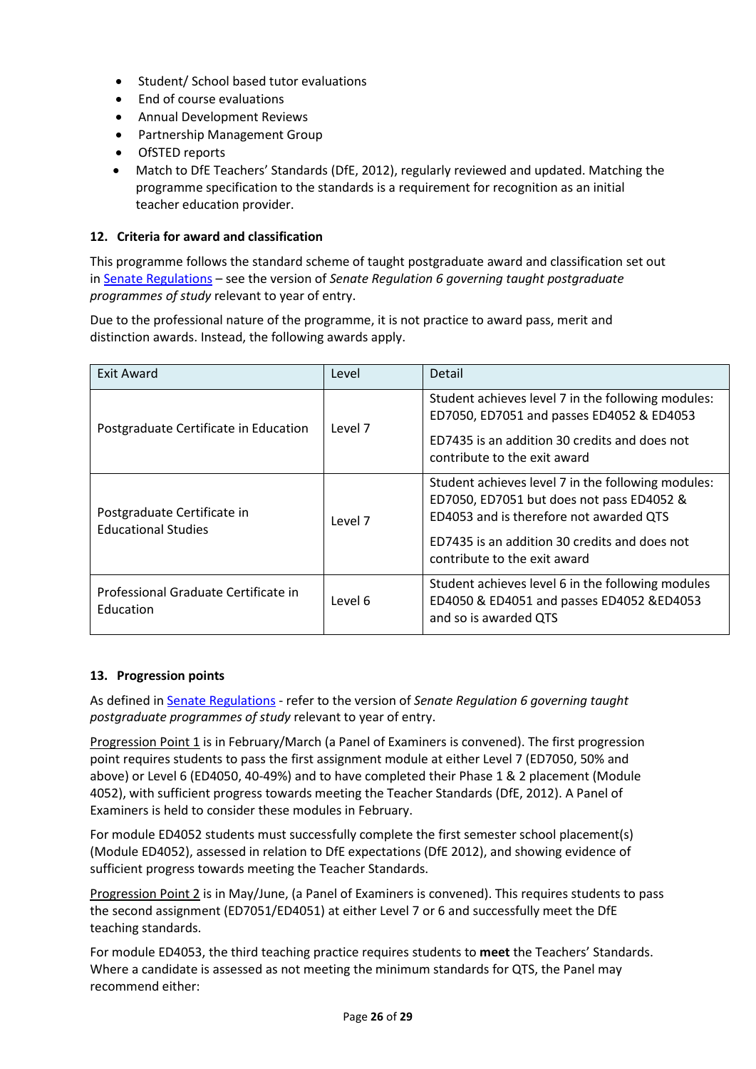- Student/ School based tutor evaluations
- End of course evaluations
- Annual Development Reviews
- Partnership Management Group
- OfSTED reports
- Match to DfE Teachers' Standards (DfE, 2012), regularly reviewed and updated. Matching the programme specification to the standards is a requirement for recognition as an initial teacher education provider.

### 12. Criteria for award and classification

This programme follows the standard scheme of taught postgraduate award and classification set out in [Senate Regulations] – see the version of *Senate Regulation 6 governing taught postgraduate programmes of study* relevant to year of entry.

Due to the professional nature of the programme, it is not practice to award pass, merit and distinction awards. Instead, the following awards apply.

| Exit Award | Level | Detail |
|---|---|---|
| Postgraduate Certificate in Education | Level 7 | Student achieves level 7 in the following modules: ED7050, ED7051 and passes ED4052 & ED4053<br><br>ED7435 is an addition 30 credits and does not contribute to the exit award |
| Postgraduate Certificate in Educational Studies | Level 7 | Student achieves level 7 in the following modules: ED7050, ED7051 but does not pass ED4052 & ED4053 and is therefore not awarded QTS<br><br>ED7435 is an addition 30 credits and does not contribute to the exit award |
| Professional Graduate Certificate in Education | Level 6 | Student achieves level 6 in the following modules ED4050 & ED4051 and passes ED4052 &ED4053 and so is awarded QTS |

### 13. Progression points

As defined in [Senate Regulations] - refer to the version of *Senate Regulation 6 governing taught postgraduate programmes of study* relevant to year of entry.

Progression Point 1 is in February/March (a Panel of Examiners is convened). The first progression point requires students to pass the first assignment module at either Level 7 (ED7050, 50% and above) or Level 6 (ED4050, 40-49%) and to have completed their Phase 1 & 2 placement (Module 4052), with sufficient progress towards meeting the Teacher Standards (DfE, 2012). A Panel of Examiners is held to consider these modules in February.

For module ED4052 students must successfully complete the first semester school placement(s) (Module ED4052), assessed in relation to DfE expectations (DfE 2012), and showing evidence of sufficient progress towards meeting the Teacher Standards.

Progression Point 2 is in May/June, (a Panel of Examiners is convened). This requires students to pass the second assignment (ED7051/ED4051) at either Level 7 or 6 and successfully meet the DfE teaching standards.

For module ED4053, the third teaching practice requires students to **meet** the Teachers' Standards. Where a candidate is assessed as not meeting the minimum standards for QTS, the Panel may recommend either: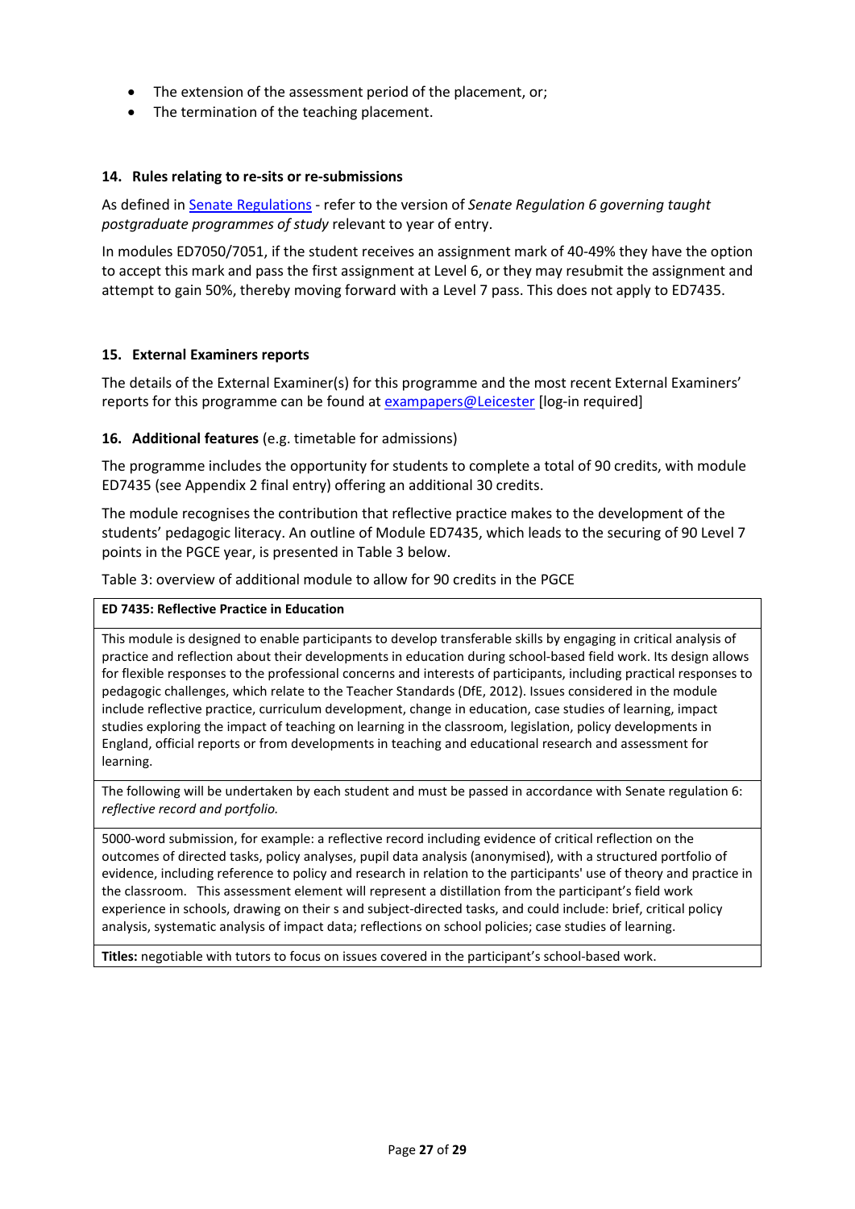- The extension of the assessment period of the placement, or;
- The termination of the teaching placement.

### 14. Rules relating to re-sits or re-submissions

As defined in [Senate Regulations](#) - refer to the version of *Senate Regulation 6 governing taught postgraduate programmes of study* relevant to year of entry.

In modules ED7050/7051, if the student receives an assignment mark of 40-49% they have the option to accept this mark and pass the first assignment at Level 6, or they may resubmit the assignment and attempt to gain 50%, thereby moving forward with a Level 7 pass. This does not apply to ED7435.

### 15. External Examiners reports

The details of the External Examiner(s) for this programme and the most recent External Examiners' reports for this programme can be found at [exampapers@Leicester](#) [log-in required]

### 16. Additional features (e.g. timetable for admissions)

The programme includes the opportunity for students to complete a total of 90 credits, with module ED7435 (see Appendix 2 final entry) offering an additional 30 credits.

The module recognises the contribution that reflective practice makes to the development of the students' pedagogic literacy. An outline of Module ED7435, which leads to the securing of 90 Level 7 points in the PGCE year, is presented in Table 3 below.

Table 3: overview of additional module to allow for 90 credits in the PGCE

| **ED 7435: Reflective Practice in Education** |
|---|
| This module is designed to enable participants to develop transferable skills by engaging in critical analysis of practice and reflection about their developments in education during school-based field work. Its design allows for flexible responses to the professional concerns and interests of participants, including practical responses to pedagogic challenges, which relate to the Teacher Standards (DfE, 2012). Issues considered in the module include reflective practice, curriculum development, change in education, case studies of learning, impact studies exploring the impact of teaching on learning in the classroom, legislation, policy developments in England, official reports or from developments in teaching and educational research and assessment for learning. |
| The following will be undertaken by each student and must be passed in accordance with Senate regulation 6: *reflective record and portfolio.* |
| 5000-word submission, for example: a reflective record including evidence of critical reflection on the outcomes of directed tasks, policy analyses, pupil data analysis (anonymised), with a structured portfolio of evidence, including reference to policy and research in relation to the participants' use of theory and practice in the classroom. This assessment element will represent a distillation from the participant's field work experience in schools, drawing on their s and subject-directed tasks, and could include: brief, critical policy analysis, systematic analysis of impact data; reflections on school policies; case studies of learning. |
| **Titles:** negotiable with tutors to focus on issues covered in the participant's school-based work. |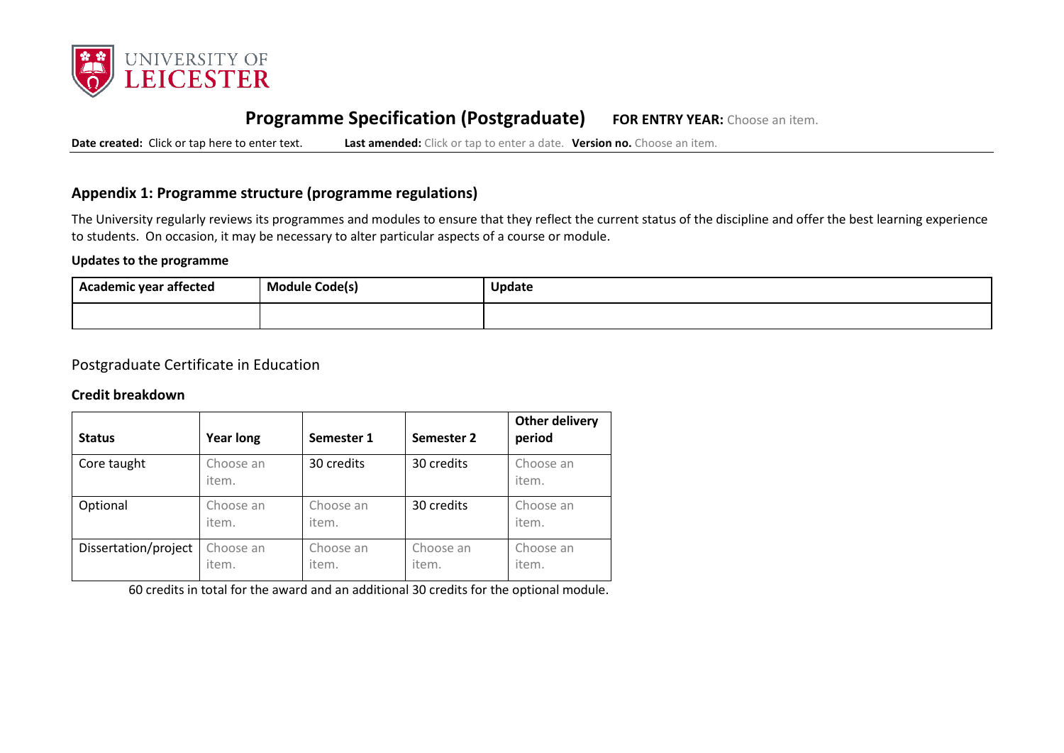# Programme Specification (Postgraduate) **FOR ENTRY YEAR:** Choose an item.

**Date created:** Click or tap here to enter text. **Last amended:** Click or tap to enter a date. **Version no.** Choose an item.

## Appendix 1: Programme structure (programme regulations)

The University regularly reviews its programmes and modules to ensure that they reflect the current status of the discipline and offer the best learning experience to students. On occasion, it may be necessary to alter particular aspects of a course or module.

**Updates to the programme**

| Academic year affected | Module Code(s) | Update |
|---|---|---|
| | | |

Postgraduate Certificate in Education

### Credit breakdown

| Status | Year long | Semester 1 | Semester 2 | Other delivery period |
|---|---|---|---|---|
| Core taught | Choose an item. | 30 credits | 30 credits | Choose an item. |
| Optional | Choose an item. | Choose an item. | 30 credits | Choose an item. |
| Dissertation/project | Choose an item. | Choose an item. | Choose an item. | Choose an item. |

60 credits in total for the award and an additional 30 credits for the optional module.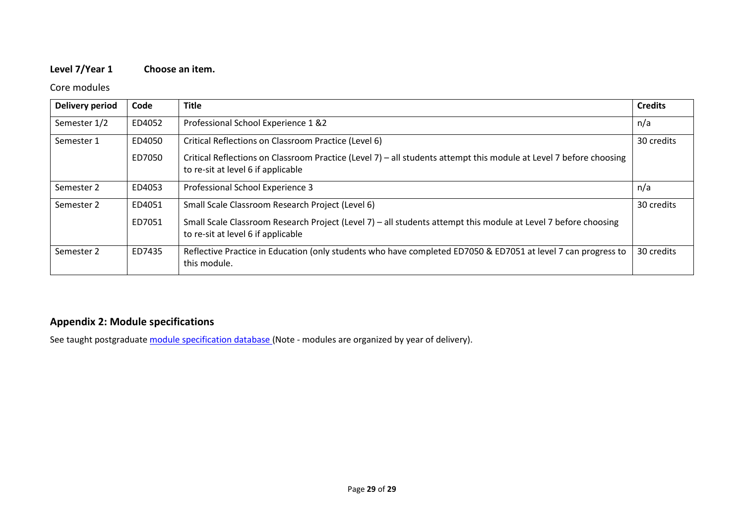**Level 7/Year 1 Choose an item.**

Core modules

| Delivery period | Code | Title | Credits |
|---|---|---|---|
| Semester 1/2 | ED4052 | Professional School Experience 1 &2 | n/a |
| Semester 1 | ED4050<br>ED7050 | Critical Reflections on Classroom Practice (Level 6)<br>Critical Reflections on Classroom Practice (Level 7) – all students attempt this module at Level 7 before choosing to re-sit at level 6 if applicable | 30 credits |
| Semester 2 | ED4053 | Professional School Experience 3 | n/a |
| Semester 2 | ED4051<br>ED7051 | Small Scale Classroom Research Project (Level 6)<br>Small Scale Classroom Research Project (Level 7) – all students attempt this module at Level 7 before choosing to re-sit at level 6 if applicable | 30 credits |
| Semester 2 | ED7435 | Reflective Practice in Education (only students who have completed ED7050 & ED7051 at level 7 can progress to this module. | 30 credits |

## Appendix 2: Module specifications

See taught postgraduate module specification database (Note - modules are organized by year of delivery).